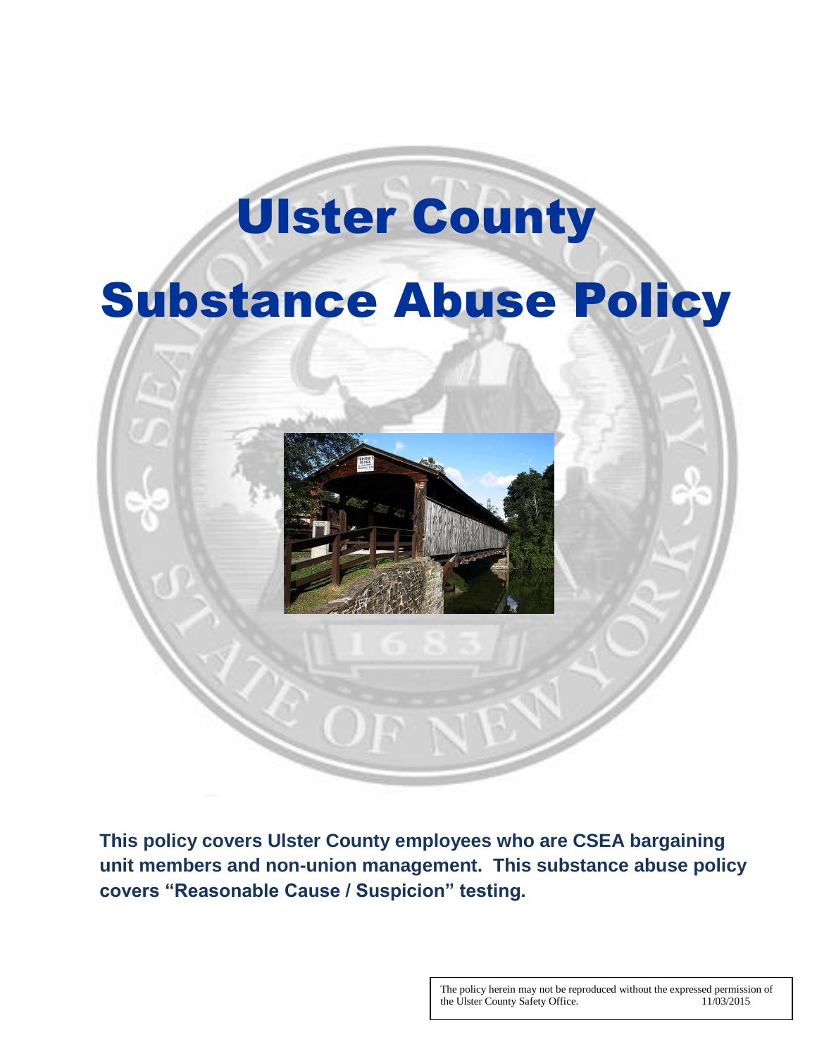# Ulster County

# Substance Abuse Policy

**This policy covers Ulster County employees who are CSEA bargaining unit members and non-union management. This substance abuse policy covers "Reasonable Cause / Suspicion" testing.**

The policy herein may not be reproduced without the expressed permission of the Ulster County Safety Office. 11/03/2015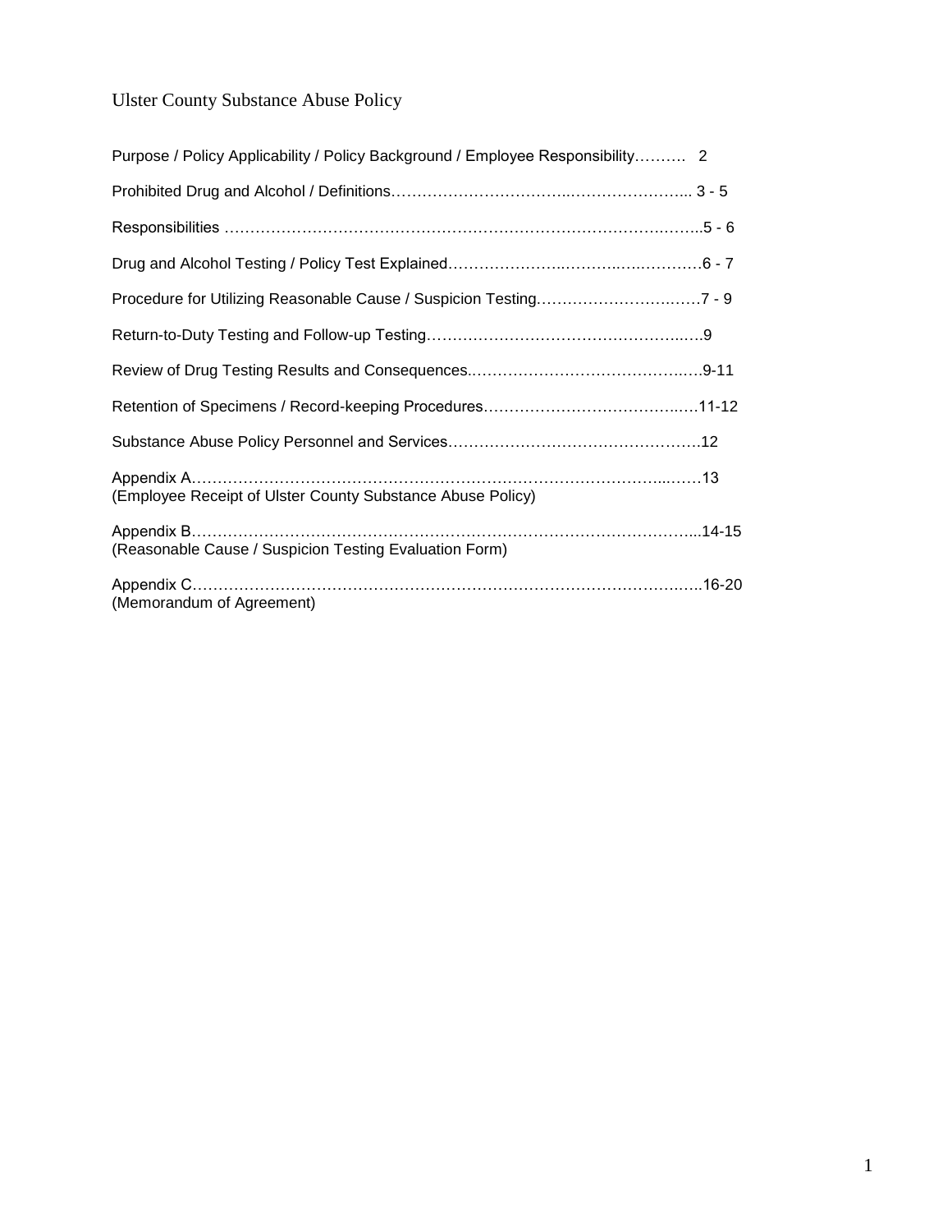# Ulster County Substance Abuse Policy

Purpose / Policy Applicability / Policy Background / Employee Responsibility………. 2

Prohibited Drug and Alcohol / Definitions……………………………..…………………... 3 - 5

Responsibilities ………………………………………………………………………….……..5 - 6

Drug and Alcohol Testing / Policy Test Explained………………….……….….…………6 - 7

Procedure for Utilizing Reasonable Cause / Suspicion Testing…………….……….……7 - 9

Return-to-Duty Testing and Follow-up Testing……………………………………………..….9

Review of Drug Testing Results and Consequences.…………………………………….….9-11

Retention of Specimens / Record-keeping Procedures…………………….…………….….11-12

Substance Abuse Policy Personnel and Services………………………………………….12

Appendix A……………………………………………………………………………...……13
(Employee Receipt of Ulster County Substance Abuse Policy)

Appendix B…………………………………………………………………………………...14-15
(Reasonable Cause / Suspicion Testing Evaluation Form)

Appendix C…………………………………………………………………………….……..16-20
(Memorandum of Agreement)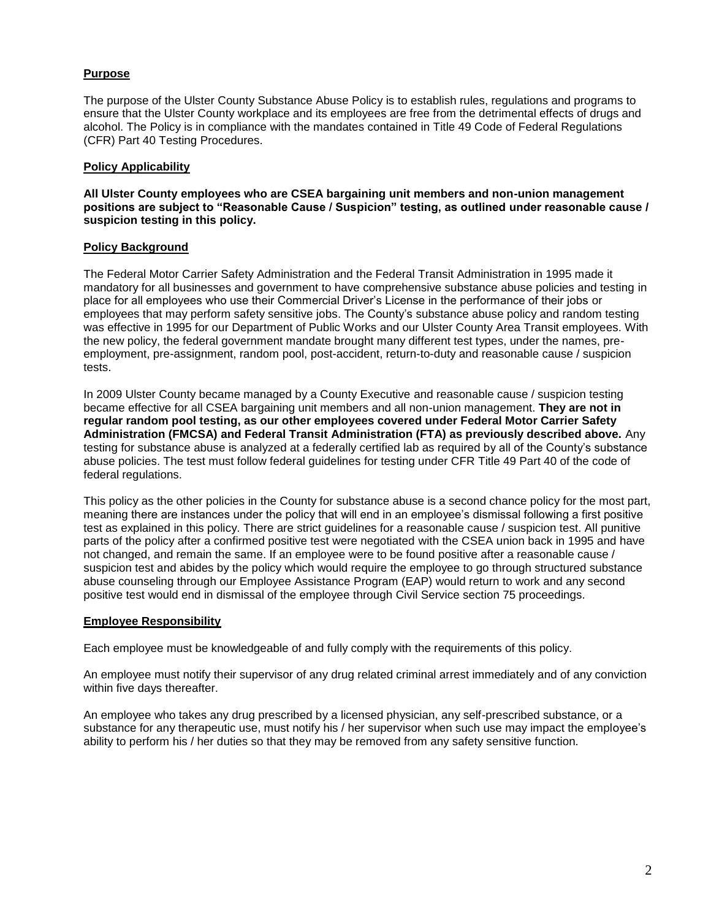**Purpose**

The purpose of the Ulster County Substance Abuse Policy is to establish rules, regulations and programs to ensure that the Ulster County workplace and its employees are free from the detrimental effects of drugs and alcohol. The Policy is in compliance with the mandates contained in Title 49 Code of Federal Regulations (CFR) Part 40 Testing Procedures.

**Policy Applicability**

**All Ulster County employees who are CSEA bargaining unit members and non-union management positions are subject to "Reasonable Cause / Suspicion" testing, as outlined under reasonable cause / suspicion testing in this policy.**

**Policy Background**

The Federal Motor Carrier Safety Administration and the Federal Transit Administration in 1995 made it mandatory for all businesses and government to have comprehensive substance abuse policies and testing in place for all employees who use their Commercial Driver's License in the performance of their jobs or employees that may perform safety sensitive jobs. The County's substance abuse policy and random testing was effective in 1995 for our Department of Public Works and our Ulster County Area Transit employees. With the new policy, the federal government mandate brought many different test types, under the names, pre-employment, pre-assignment, random pool, post-accident, return-to-duty and reasonable cause / suspicion tests.

In 2009 Ulster County became managed by a County Executive and reasonable cause / suspicion testing became effective for all CSEA bargaining unit members and all non-union management. **They are not in regular random pool testing, as our other employees covered under Federal Motor Carrier Safety Administration (FMCSA) and Federal Transit Administration (FTA) as previously described above.** Any testing for substance abuse is analyzed at a federally certified lab as required by all of the County's substance abuse policies. The test must follow federal guidelines for testing under CFR Title 49 Part 40 of the code of federal regulations.

This policy as the other policies in the County for substance abuse is a second chance policy for the most part, meaning there are instances under the policy that will end in an employee's dismissal following a first positive test as explained in this policy. There are strict guidelines for a reasonable cause / suspicion test. All punitive parts of the policy after a confirmed positive test were negotiated with the CSEA union back in 1995 and have not changed, and remain the same. If an employee were to be found positive after a reasonable cause / suspicion test and abides by the policy which would require the employee to go through structured substance abuse counseling through our Employee Assistance Program (EAP) would return to work and any second positive test would end in dismissal of the employee through Civil Service section 75 proceedings.

**Employee Responsibility**

Each employee must be knowledgeable of and fully comply with the requirements of this policy.

An employee must notify their supervisor of any drug related criminal arrest immediately and of any conviction within five days thereafter.

An employee who takes any drug prescribed by a licensed physician, any self-prescribed substance, or a substance for any therapeutic use, must notify his / her supervisor when such use may impact the employee's ability to perform his / her duties so that they may be removed from any safety sensitive function.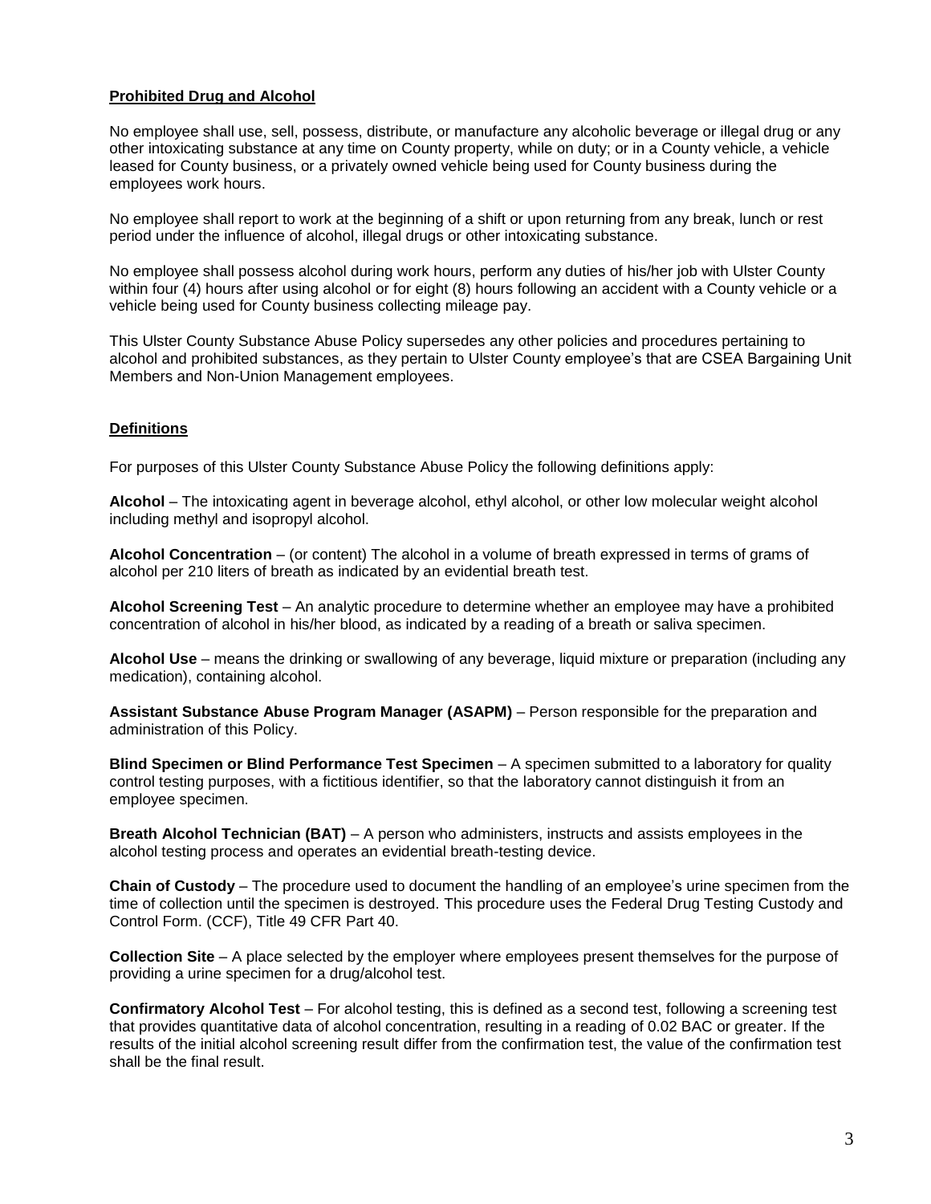**Prohibited Drug and Alcohol**

No employee shall use, sell, possess, distribute, or manufacture any alcoholic beverage or illegal drug or any other intoxicating substance at any time on County property, while on duty; or in a County vehicle, a vehicle leased for County business, or a privately owned vehicle being used for County business during the employees work hours.

No employee shall report to work at the beginning of a shift or upon returning from any break, lunch or rest period under the influence of alcohol, illegal drugs or other intoxicating substance.

No employee shall possess alcohol during work hours, perform any duties of his/her job with Ulster County within four (4) hours after using alcohol or for eight (8) hours following an accident with a County vehicle or a vehicle being used for County business collecting mileage pay.

This Ulster County Substance Abuse Policy supersedes any other policies and procedures pertaining to alcohol and prohibited substances, as they pertain to Ulster County employee's that are CSEA Bargaining Unit Members and Non-Union Management employees.

**Definitions**

For purposes of this Ulster County Substance Abuse Policy the following definitions apply:

**Alcohol** – The intoxicating agent in beverage alcohol, ethyl alcohol, or other low molecular weight alcohol including methyl and isopropyl alcohol.

**Alcohol Concentration** – (or content) The alcohol in a volume of breath expressed in terms of grams of alcohol per 210 liters of breath as indicated by an evidential breath test.

**Alcohol Screening Test** – An analytic procedure to determine whether an employee may have a prohibited concentration of alcohol in his/her blood, as indicated by a reading of a breath or saliva specimen.

**Alcohol Use** – means the drinking or swallowing of any beverage, liquid mixture or preparation (including any medication), containing alcohol.

**Assistant Substance Abuse Program Manager (ASAPM)** – Person responsible for the preparation and administration of this Policy.

**Blind Specimen or Blind Performance Test Specimen** – A specimen submitted to a laboratory for quality control testing purposes, with a fictitious identifier, so that the laboratory cannot distinguish it from an employee specimen.

**Breath Alcohol Technician (BAT)** – A person who administers, instructs and assists employees in the alcohol testing process and operates an evidential breath-testing device.

**Chain of Custody** – The procedure used to document the handling of an employee's urine specimen from the time of collection until the specimen is destroyed. This procedure uses the Federal Drug Testing Custody and Control Form. (CCF), Title 49 CFR Part 40.

**Collection Site** – A place selected by the employer where employees present themselves for the purpose of providing a urine specimen for a drug/alcohol test.

**Confirmatory Alcohol Test** – For alcohol testing, this is defined as a second test, following a screening test that provides quantitative data of alcohol concentration, resulting in a reading of 0.02 BAC or greater. If the results of the initial alcohol screening result differ from the confirmation test, the value of the confirmation test shall be the final result.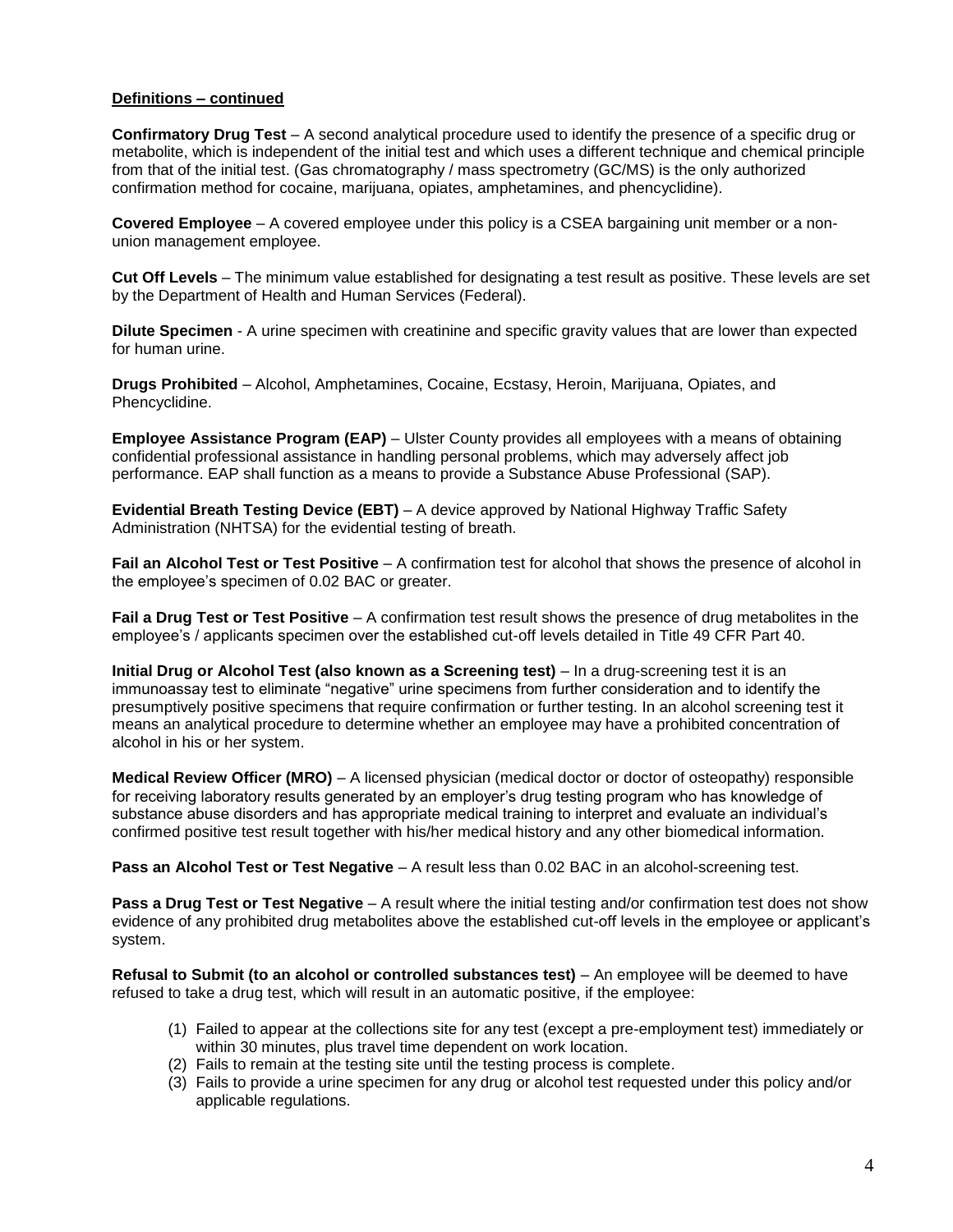**<u>Definitions – continued</u>**

**Confirmatory Drug Test** – A second analytical procedure used to identify the presence of a specific drug or metabolite, which is independent of the initial test and which uses a different technique and chemical principle from that of the initial test. (Gas chromatography / mass spectrometry (GC/MS) is the only authorized confirmation method for cocaine, marijuana, opiates, amphetamines, and phencyclidine).

**Covered Employee** – A covered employee under this policy is a CSEA bargaining unit member or a non-union management employee.

**Cut Off Levels** – The minimum value established for designating a test result as positive. These levels are set by the Department of Health and Human Services (Federal).

**Dilute Specimen** - A urine specimen with creatinine and specific gravity values that are lower than expected for human urine.

**Drugs Prohibited** – Alcohol, Amphetamines, Cocaine, Ecstasy, Heroin, Marijuana, Opiates, and Phencyclidine.

**Employee Assistance Program (EAP)** – Ulster County provides all employees with a means of obtaining confidential professional assistance in handling personal problems, which may adversely affect job performance. EAP shall function as a means to provide a Substance Abuse Professional (SAP).

**Evidential Breath Testing Device (EBT)** – A device approved by National Highway Traffic Safety Administration (NHTSA) for the evidential testing of breath.

**Fail an Alcohol Test or Test Positive** – A confirmation test for alcohol that shows the presence of alcohol in the employee's specimen of 0.02 BAC or greater.

**Fail a Drug Test or Test Positive** – A confirmation test result shows the presence of drug metabolites in the employee's / applicants specimen over the established cut-off levels detailed in Title 49 CFR Part 40.

**Initial Drug or Alcohol Test (also known as a Screening test)** – In a drug-screening test it is an immunoassay test to eliminate "negative" urine specimens from further consideration and to identify the presumptively positive specimens that require confirmation or further testing. In an alcohol screening test it means an analytical procedure to determine whether an employee may have a prohibited concentration of alcohol in his or her system.

**Medical Review Officer (MRO)** – A licensed physician (medical doctor or doctor of osteopathy) responsible for receiving laboratory results generated by an employer's drug testing program who has knowledge of substance abuse disorders and has appropriate medical training to interpret and evaluate an individual's confirmed positive test result together with his/her medical history and any other biomedical information.

**Pass an Alcohol Test or Test Negative** – A result less than 0.02 BAC in an alcohol-screening test.

**Pass a Drug Test or Test Negative** – A result where the initial testing and/or confirmation test does not show evidence of any prohibited drug metabolites above the established cut-off levels in the employee or applicant's system.

**Refusal to Submit (to an alcohol or controlled substances test)** – An employee will be deemed to have refused to take a drug test, which will result in an automatic positive, if the employee:

(1) Failed to appear at the collections site for any test (except a pre-employment test) immediately or within 30 minutes, plus travel time dependent on work location.
(2) Fails to remain at the testing site until the testing process is complete.
(3) Fails to provide a urine specimen for any drug or alcohol test requested under this policy and/or applicable regulations.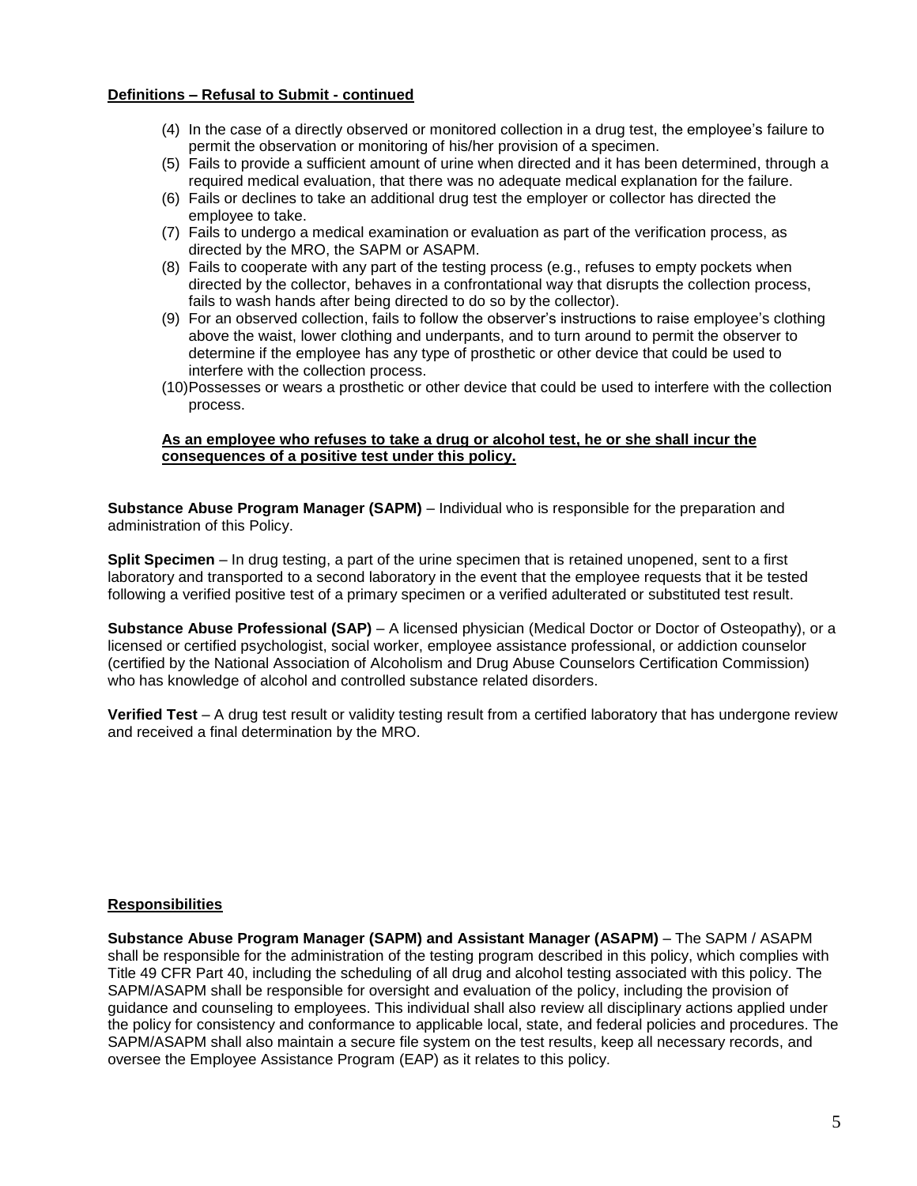**Definitions – Refusal to Submit - continued**

(4) In the case of a directly observed or monitored collection in a drug test, the employee's failure to permit the observation or monitoring of his/her provision of a specimen.

(5) Fails to provide a sufficient amount of urine when directed and it has been determined, through a required medical evaluation, that there was no adequate medical explanation for the failure.

(6) Fails or declines to take an additional drug test the employer or collector has directed the employee to take.

(7) Fails to undergo a medical examination or evaluation as part of the verification process, as directed by the MRO, the SAPM or ASAPM.

(8) Fails to cooperate with any part of the testing process (e.g., refuses to empty pockets when directed by the collector, behaves in a confrontational way that disrupts the collection process, fails to wash hands after being directed to do so by the collector).

(9) For an observed collection, fails to follow the observer's instructions to raise employee's clothing above the waist, lower clothing and underpants, and to turn around to permit the observer to determine if the employee has any type of prosthetic or other device that could be used to interfere with the collection process.

(10) Possesses or wears a prosthetic or other device that could be used to interfere with the collection process.

**As an employee who refuses to take a drug or alcohol test, he or she shall incur the consequences of a positive test under this policy.**

**Substance Abuse Program Manager (SAPM)** – Individual who is responsible for the preparation and administration of this Policy.

**Split Specimen** – In drug testing, a part of the urine specimen that is retained unopened, sent to a first laboratory and transported to a second laboratory in the event that the employee requests that it be tested following a verified positive test of a primary specimen or a verified adulterated or substituted test result.

**Substance Abuse Professional (SAP)** – A licensed physician (Medical Doctor or Doctor of Osteopathy), or a licensed or certified psychologist, social worker, employee assistance professional, or addiction counselor (certified by the National Association of Alcoholism and Drug Abuse Counselors Certification Commission) who has knowledge of alcohol and controlled substance related disorders.

**Verified Test** – A drug test result or validity testing result from a certified laboratory that has undergone review and received a final determination by the MRO.

**Responsibilities**

**Substance Abuse Program Manager (SAPM) and Assistant Manager (ASAPM)** – The SAPM / ASAPM shall be responsible for the administration of the testing program described in this policy, which complies with Title 49 CFR Part 40, including the scheduling of all drug and alcohol testing associated with this policy. The SAPM/ASAPM shall be responsible for oversight and evaluation of the policy, including the provision of guidance and counseling to employees. This individual shall also review all disciplinary actions applied under the policy for consistency and conformance to applicable local, state, and federal policies and procedures. The SAPM/ASAPM shall also maintain a secure file system on the test results, keep all necessary records, and oversee the Employee Assistance Program (EAP) as it relates to this policy.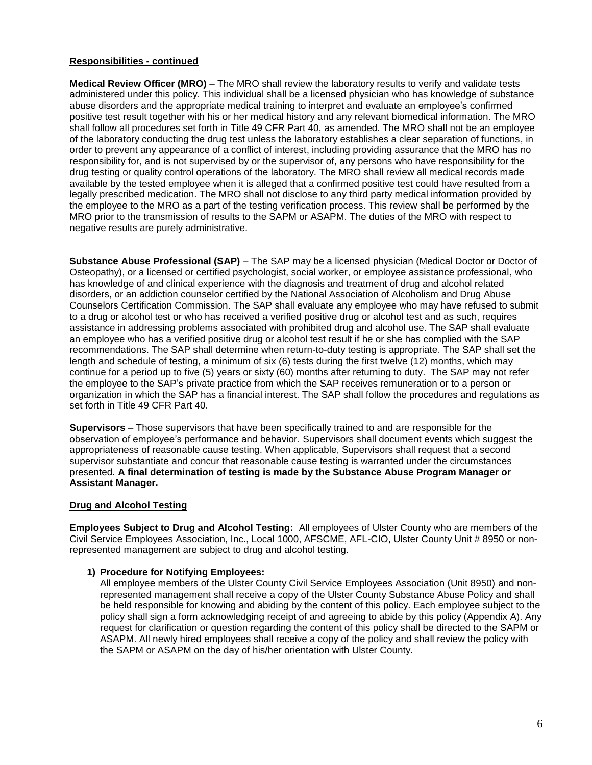**Responsibilities - continued**

**Medical Review Officer (MRO)** – The MRO shall review the laboratory results to verify and validate tests administered under this policy. This individual shall be a licensed physician who has knowledge of substance abuse disorders and the appropriate medical training to interpret and evaluate an employee's confirmed positive test result together with his or her medical history and any relevant biomedical information. The MRO shall follow all procedures set forth in Title 49 CFR Part 40, as amended. The MRO shall not be an employee of the laboratory conducting the drug test unless the laboratory establishes a clear separation of functions, in order to prevent any appearance of a conflict of interest, including providing assurance that the MRO has no responsibility for, and is not supervised by or the supervisor of, any persons who have responsibility for the drug testing or quality control operations of the laboratory. The MRO shall review all medical records made available by the tested employee when it is alleged that a confirmed positive test could have resulted from a legally prescribed medication. The MRO shall not disclose to any third party medical information provided by the employee to the MRO as a part of the testing verification process. This review shall be performed by the MRO prior to the transmission of results to the SAPM or ASAPM. The duties of the MRO with respect to negative results are purely administrative.

**Substance Abuse Professional (SAP)** – The SAP may be a licensed physician (Medical Doctor or Doctor of Osteopathy), or a licensed or certified psychologist, social worker, or employee assistance professional, who has knowledge of and clinical experience with the diagnosis and treatment of drug and alcohol related disorders, or an addiction counselor certified by the National Association of Alcoholism and Drug Abuse Counselors Certification Commission. The SAP shall evaluate any employee who may have refused to submit to a drug or alcohol test or who has received a verified positive drug or alcohol test and as such, requires assistance in addressing problems associated with prohibited drug and alcohol use. The SAP shall evaluate an employee who has a verified positive drug or alcohol test result if he or she has complied with the SAP recommendations. The SAP shall determine when return-to-duty testing is appropriate. The SAP shall set the length and schedule of testing, a minimum of six (6) tests during the first twelve (12) months, which may continue for a period up to five (5) years or sixty (60) months after returning to duty. The SAP may not refer the employee to the SAP's private practice from which the SAP receives remuneration or to a person or organization in which the SAP has a financial interest. The SAP shall follow the procedures and regulations as set forth in Title 49 CFR Part 40.

**Supervisors** – Those supervisors that have been specifically trained to and are responsible for the observation of employee's performance and behavior. Supervisors shall document events which suggest the appropriateness of reasonable cause testing. When applicable, Supervisors shall request that a second supervisor substantiate and concur that reasonable cause testing is warranted under the circumstances presented. **A final determination of testing is made by the Substance Abuse Program Manager or Assistant Manager.**

**Drug and Alcohol Testing**

**Employees Subject to Drug and Alcohol Testing:** All employees of Ulster County who are members of the Civil Service Employees Association, Inc., Local 1000, AFSCME, AFL-CIO, Ulster County Unit # 8950 or non-represented management are subject to drug and alcohol testing.

**1) Procedure for Notifying Employees:**

All employee members of the Ulster County Civil Service Employees Association (Unit 8950) and non-represented management shall receive a copy of the Ulster County Substance Abuse Policy and shall be held responsible for knowing and abiding by the content of this policy. Each employee subject to the policy shall sign a form acknowledging receipt of and agreeing to abide by this policy (Appendix A). Any request for clarification or question regarding the content of this policy shall be directed to the SAPM or ASAPM. All newly hired employees shall receive a copy of the policy and shall review the policy with the SAPM or ASAPM on the day of his/her orientation with Ulster County.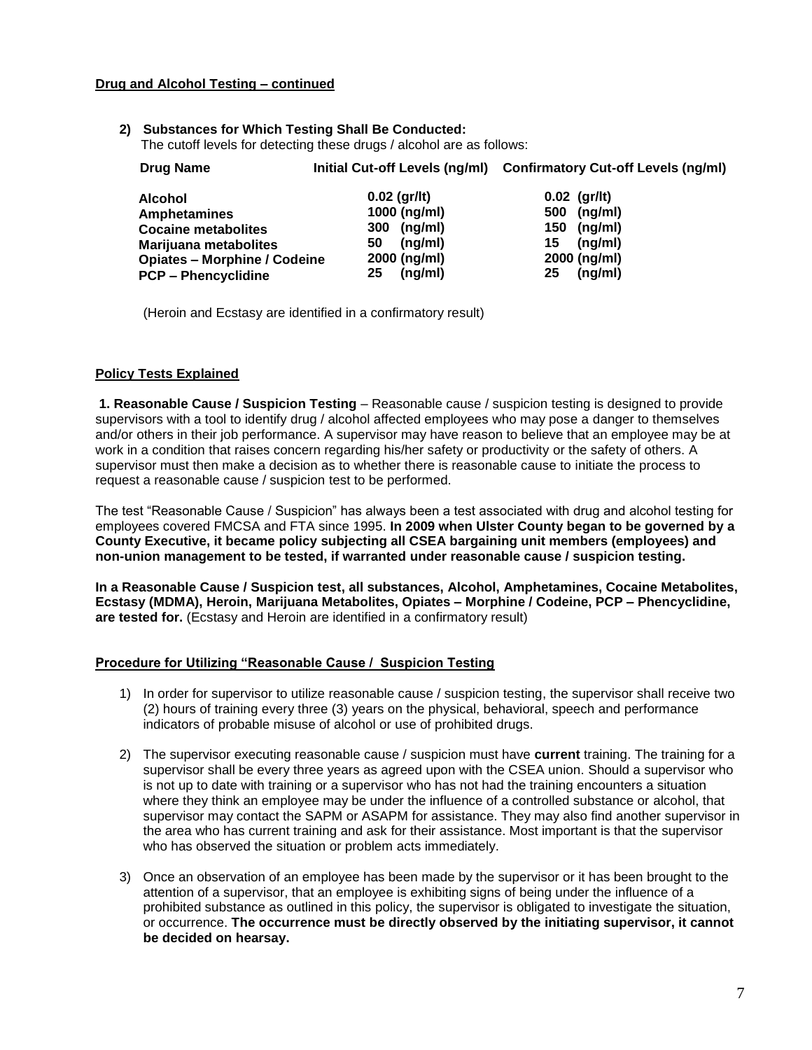**Drug and Alcohol Testing – continued**

**2) Substances for Which Testing Shall Be Conducted:**
The cutoff levels for detecting these drugs / alcohol are as follows:

| Drug Name | Initial Cut-off Levels (ng/ml) | Confirmatory Cut-off Levels (ng/ml) |
|---|---|---|
| **Alcohol** | **0.02 (gr/lt)** | **0.02 (gr/lt)** |
| **Amphetamines** | **1000 (ng/ml)** | **500 (ng/ml)** |
| **Cocaine metabolites** | **300 (ng/ml)** | **150 (ng/ml)** |
| **Marijuana metabolites** | **50 (ng/ml)** | **15 (ng/ml)** |
| **Opiates – Morphine / Codeine** | **2000 (ng/ml)** | **2000 (ng/ml)** |
| **PCP – Phencyclidine** | **25 (ng/ml)** | **25 (ng/ml)** |

(Heroin and Ecstasy are identified in a confirmatory result)

**Policy Tests Explained**

**1. Reasonable Cause / Suspicion Testing** – Reasonable cause / suspicion testing is designed to provide supervisors with a tool to identify drug / alcohol affected employees who may pose a danger to themselves and/or others in their job performance. A supervisor may have reason to believe that an employee may be at work in a condition that raises concern regarding his/her safety or productivity or the safety of others. A supervisor must then make a decision as to whether there is reasonable cause to initiate the process to request a reasonable cause / suspicion test to be performed.

The test "Reasonable Cause / Suspicion" has always been a test associated with drug and alcohol testing for employees covered FMCSA and FTA since 1995. **In 2009 when Ulster County began to be governed by a County Executive, it became policy subjecting all CSEA bargaining unit members (employees) and non-union management to be tested, if warranted under reasonable cause / suspicion testing.**

**In a Reasonable Cause / Suspicion test, all substances, Alcohol, Amphetamines, Cocaine Metabolites, Ecstasy (MDMA), Heroin, Marijuana Metabolites, Opiates – Morphine / Codeine, PCP – Phencyclidine, are tested for.** (Ecstasy and Heroin are identified in a confirmatory result)

**Procedure for Utilizing "Reasonable Cause / Suspicion Testing**

1) In order for supervisor to utilize reasonable cause / suspicion testing, the supervisor shall receive two (2) hours of training every three (3) years on the physical, behavioral, speech and performance indicators of probable misuse of alcohol or use of prohibited drugs.

2) The supervisor executing reasonable cause / suspicion must have **current** training. The training for a supervisor shall be every three years as agreed upon with the CSEA union. Should a supervisor who is not up to date with training or a supervisor who has not had the training encounters a situation where they think an employee may be under the influence of a controlled substance or alcohol, that supervisor may contact the SAPM or ASAPM for assistance. They may also find another supervisor in the area who has current training and ask for their assistance. Most important is that the supervisor who has observed the situation or problem acts immediately.

3) Once an observation of an employee has been made by the supervisor or it has been brought to the attention of a supervisor, that an employee is exhibiting signs of being under the influence of a prohibited substance as outlined in this policy, the supervisor is obligated to investigate the situation, or occurrence. **The occurrence must be directly observed by the initiating supervisor, it cannot be decided on hearsay.**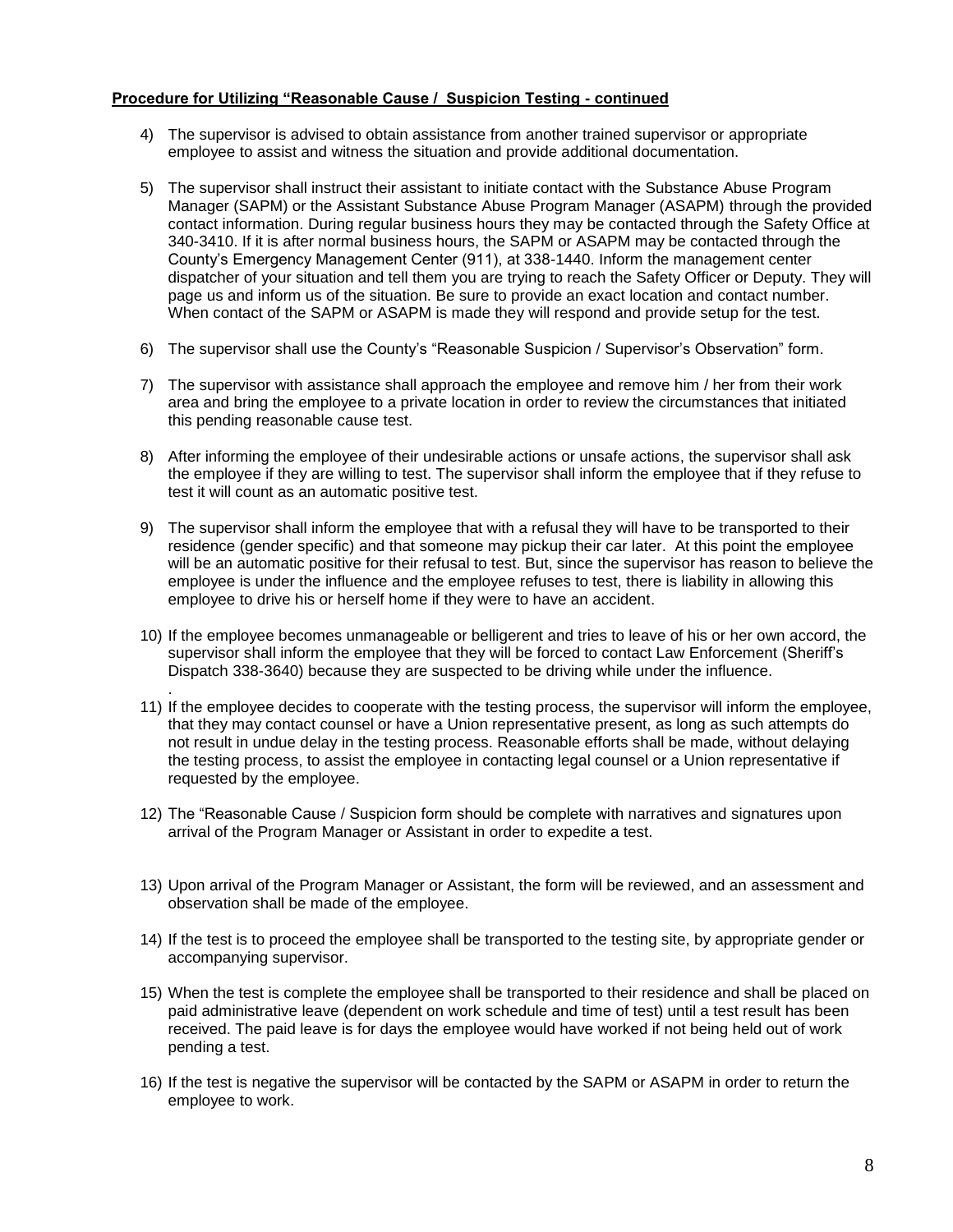**Procedure for Utilizing "Reasonable Cause / Suspicion Testing - continued**

4) The supervisor is advised to obtain assistance from another trained supervisor or appropriate employee to assist and witness the situation and provide additional documentation.

5) The supervisor shall instruct their assistant to initiate contact with the Substance Abuse Program Manager (SAPM) or the Assistant Substance Abuse Program Manager (ASAPM) through the provided contact information. During regular business hours they may be contacted through the Safety Office at 340-3410. If it is after normal business hours, the SAPM or ASAPM may be contacted through the County's Emergency Management Center (911), at 338-1440. Inform the management center dispatcher of your situation and tell them you are trying to reach the Safety Officer or Deputy. They will page us and inform us of the situation. Be sure to provide an exact location and contact number. When contact of the SAPM or ASAPM is made they will respond and provide setup for the test.

6) The supervisor shall use the County's "Reasonable Suspicion / Supervisor's Observation" form.

7) The supervisor with assistance shall approach the employee and remove him / her from their work area and bring the employee to a private location in order to review the circumstances that initiated this pending reasonable cause test.

8) After informing the employee of their undesirable actions or unsafe actions, the supervisor shall ask the employee if they are willing to test. The supervisor shall inform the employee that if they refuse to test it will count as an automatic positive test.

9) The supervisor shall inform the employee that with a refusal they will have to be transported to their residence (gender specific) and that someone may pickup their car later. At this point the employee will be an automatic positive for their refusal to test. But, since the supervisor has reason to believe the employee is under the influence and the employee refuses to test, there is liability in allowing this employee to drive his or herself home if they were to have an accident.

10) If the employee becomes unmanageable or belligerent and tries to leave of his or her own accord, the supervisor shall inform the employee that they will be forced to contact Law Enforcement (Sheriff's Dispatch 338-3640) because they are suspected to be driving while under the influence.
.
11) If the employee decides to cooperate with the testing process, the supervisor will inform the employee, that they may contact counsel or have a Union representative present, as long as such attempts do not result in undue delay in the testing process. Reasonable efforts shall be made, without delaying the testing process, to assist the employee in contacting legal counsel or a Union representative if requested by the employee.

12) The "Reasonable Cause / Suspicion form should be complete with narratives and signatures upon arrival of the Program Manager or Assistant in order to expedite a test.

13) Upon arrival of the Program Manager or Assistant, the form will be reviewed, and an assessment and observation shall be made of the employee.

14) If the test is to proceed the employee shall be transported to the testing site, by appropriate gender or accompanying supervisor.

15) When the test is complete the employee shall be transported to their residence and shall be placed on paid administrative leave (dependent on work schedule and time of test) until a test result has been received. The paid leave is for days the employee would have worked if not being held out of work pending a test.

16) If the test is negative the supervisor will be contacted by the SAPM or ASAPM in order to return the employee to work.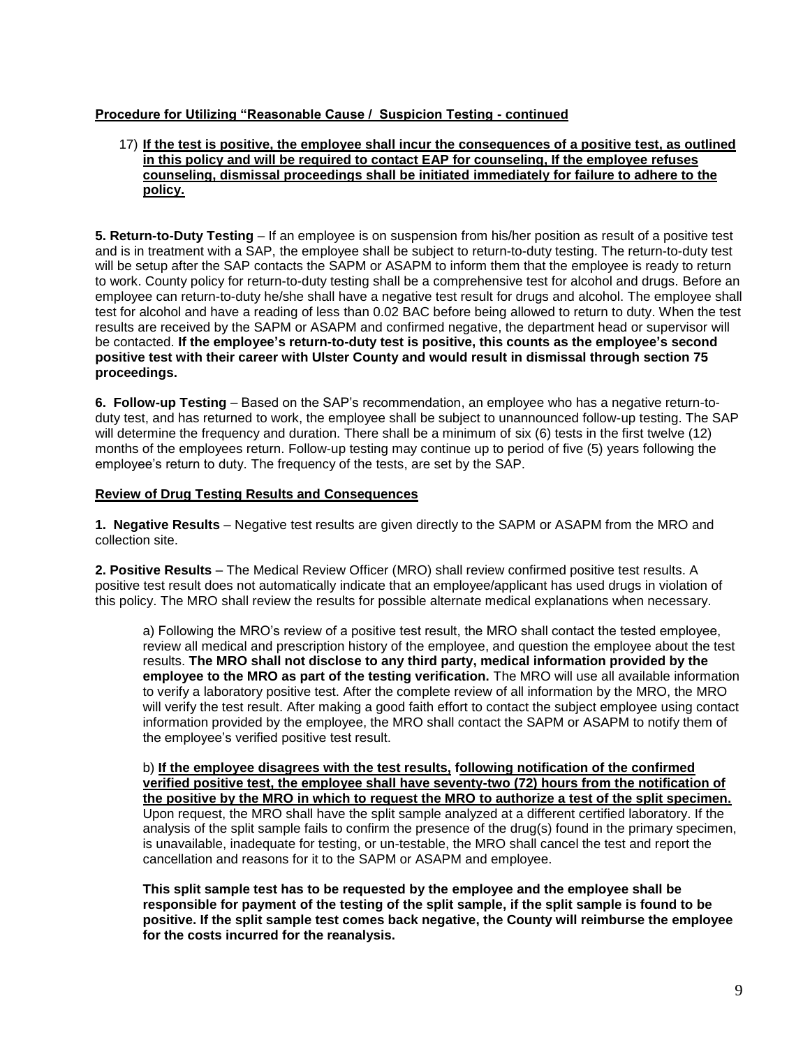**<u>Procedure for Utilizing “Reasonable Cause / Suspicion Testing - continued</u>**

17) **<u>If the test is positive, the employee shall incur the consequences of a positive test, as outlined in this policy and will be required to contact EAP for counseling, If the employee refuses counseling, dismissal proceedings shall be initiated immediately for failure to adhere to the policy.</u>**

**5. Return-to-Duty Testing** – If an employee is on suspension from his/her position as result of a positive test and is in treatment with a SAP, the employee shall be subject to return-to-duty testing. The return-to-duty test will be setup after the SAP contacts the SAPM or ASAPM to inform them that the employee is ready to return to work. County policy for return-to-duty testing shall be a comprehensive test for alcohol and drugs. Before an employee can return-to-duty he/she shall have a negative test result for drugs and alcohol. The employee shall test for alcohol and have a reading of less than 0.02 BAC before being allowed to return to duty. When the test results are received by the SAPM or ASAPM and confirmed negative, the department head or supervisor will be contacted. **If the employee's return-to-duty test is positive, this counts as the employee's second positive test with their career with Ulster County and would result in dismissal through section 75 proceedings.**

**6. Follow-up Testing** – Based on the SAP's recommendation, an employee who has a negative return-to-duty test, and has returned to work, the employee shall be subject to unannounced follow-up testing. The SAP will determine the frequency and duration. There shall be a minimum of six (6) tests in the first twelve (12) months of the employees return. Follow-up testing may continue up to period of five (5) years following the employee's return to duty. The frequency of the tests, are set by the SAP.

**<u>Review of Drug Testing Results and Consequences</u>**

**1. Negative Results** – Negative test results are given directly to the SAPM or ASAPM from the MRO and collection site.

**2. Positive Results** – The Medical Review Officer (MRO) shall review confirmed positive test results. A positive test result does not automatically indicate that an employee/applicant has used drugs in violation of this policy. The MRO shall review the results for possible alternate medical explanations when necessary.

a) Following the MRO's review of a positive test result, the MRO shall contact the tested employee, review all medical and prescription history of the employee, and question the employee about the test results. **The MRO shall not disclose to any third party, medical information provided by the employee to the MRO as part of the testing verification.** The MRO will use all available information to verify a laboratory positive test. After the complete review of all information by the MRO, the MRO will verify the test result. After making a good faith effort to contact the subject employee using contact information provided by the employee, the MRO shall contact the SAPM or ASAPM to notify them of the employee's verified positive test result.

b) **<u>If the employee disagrees with the test results, following notification of the confirmed verified positive test, the employee shall have seventy-two (72) hours from the notification of the positive by the MRO in which to request the MRO to authorize a test of the split specimen.</u>** Upon request, the MRO shall have the split sample analyzed at a different certified laboratory. If the analysis of the split sample fails to confirm the presence of the drug(s) found in the primary specimen, is unavailable, inadequate for testing, or un-testable, the MRO shall cancel the test and report the cancellation and reasons for it to the SAPM or ASAPM and employee.

**This split sample test has to be requested by the employee and the employee shall be responsible for payment of the testing of the split sample, if the split sample is found to be positive. If the split sample test comes back negative, the County will reimburse the employee for the costs incurred for the reanalysis.**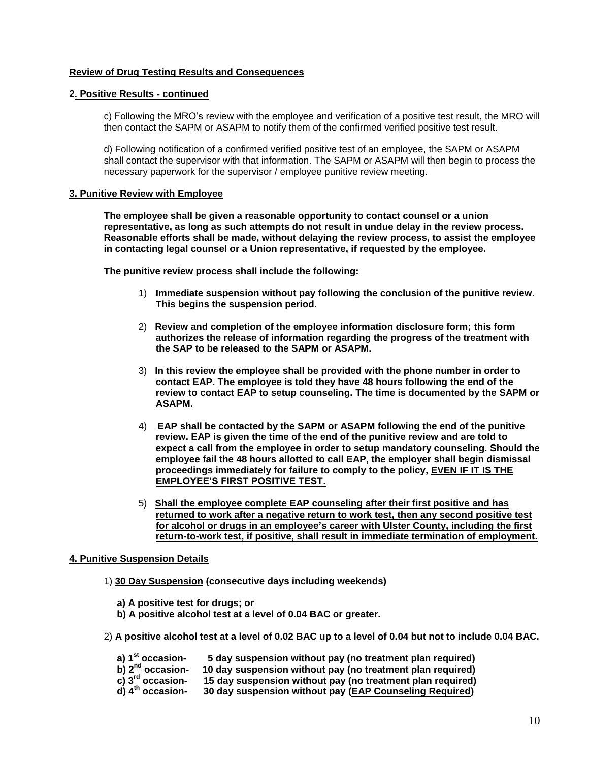**Review of Drug Testing Results and Consequences**

**2. Positive Results - continued**

c) Following the MRO's review with the employee and verification of a positive test result, the MRO will then contact the SAPM or ASAPM to notify them of the confirmed verified positive test result.

d) Following notification of a confirmed verified positive test of an employee, the SAPM or ASAPM shall contact the supervisor with that information. The SAPM or ASAPM will then begin to process the necessary paperwork for the supervisor / employee punitive review meeting.

**3. Punitive Review with Employee**

**The employee shall be given a reasonable opportunity to contact counsel or a union representative, as long as such attempts do not result in undue delay in the review process. Reasonable efforts shall be made, without delaying the review process, to assist the employee in contacting legal counsel or a Union representative, if requested by the employee.**

**The punitive review process shall include the following:**

1) **Immediate suspension without pay following the conclusion of the punitive review. This begins the suspension period.**

2) **Review and completion of the employee information disclosure form; this form authorizes the release of information regarding the progress of the treatment with the SAP to be released to the SAPM or ASAPM.**

3) **In this review the employee shall be provided with the phone number in order to contact EAP. The employee is told they have 48 hours following the end of the review to contact EAP to setup counseling. The time is documented by the SAPM or ASAPM.**

4) **EAP shall be contacted by the SAPM or ASAPM following the end of the punitive review. EAP is given the time of the end of the punitive review and are told to expect a call from the employee in order to setup mandatory counseling. Should the employee fail the 48 hours allotted to call EAP, the employer shall begin dismissal proceedings immediately for failure to comply to the policy, <u>EVEN IF IT IS THE EMPLOYEE'S FIRST POSITIVE TEST</u>.**

5) **<u>Shall the employee complete EAP counseling after their first positive and has returned to work after a negative return to work test, then any second positive test for alcohol or drugs in an employee's career with Ulster County, including the first return-to-work test, if positive, shall result in immediate termination of employment.</u>**

**4. Punitive Suspension Details**

1) **<u>30 Day Suspension</u> (consecutive days including weekends)**

**a) A positive test for drugs; or**
**b) A positive alcohol test at a level of 0.04 BAC or greater.**

2) **A positive alcohol test at a level of 0.02 BAC up to a level of 0.04 but not to include 0.04 BAC.**

**a) 1st occasion- 5 day suspension without pay (no treatment plan required)**
**b) 2nd occasion- 10 day suspension without pay (no treatment plan required)**
**c) 3rd occasion- 15 day suspension without pay (no treatment plan required)**
**d) 4th occasion- 30 day suspension without pay (<u>EAP Counseling Required</u>)**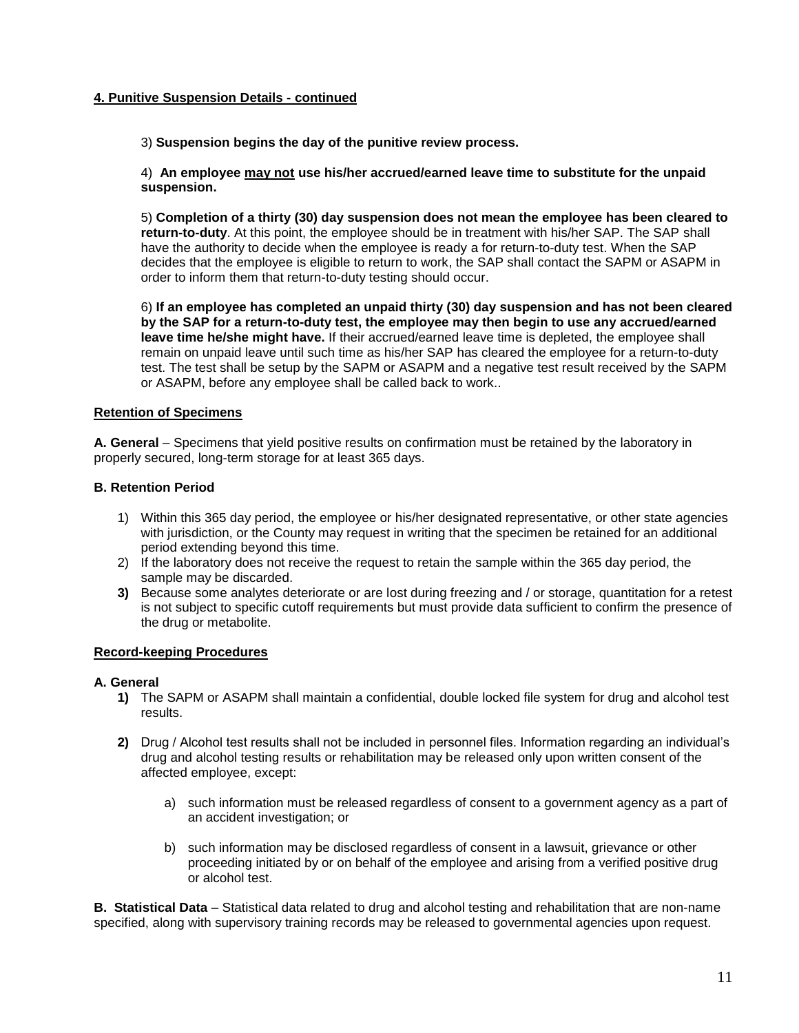**4. Punitive Suspension Details - continued**

3) **Suspension begins the day of the punitive review process.**

4) **An employee <u>may not</u> use his/her accrued/earned leave time to substitute for the unpaid suspension.**

5) **Completion of a thirty (30) day suspension does not mean the employee has been cleared to return-to-duty**. At this point, the employee should be in treatment with his/her SAP. The SAP shall have the authority to decide when the employee is ready a for return-to-duty test. When the SAP decides that the employee is eligible to return to work, the SAP shall contact the SAPM or ASAPM in order to inform them that return-to-duty testing should occur.

6) **If an employee has completed an unpaid thirty (30) day suspension and has not been cleared by the SAP for a return-to-duty test, the employee may then begin to use any accrued/earned leave time he/she might have.** If their accrued/earned leave time is depleted, the employee shall remain on unpaid leave until such time as his/her SAP has cleared the employee for a return-to-duty test. The test shall be setup by the SAPM or ASAPM and a negative test result received by the SAPM or ASAPM, before any employee shall be called back to work..

**<u>Retention of Specimens</u>**

**A. General** – Specimens that yield positive results on confirmation must be retained by the laboratory in properly secured, long-term storage for at least 365 days.

**B. Retention Period**

1) Within this 365 day period, the employee or his/her designated representative, or other state agencies with jurisdiction, or the County may request in writing that the specimen be retained for an additional period extending beyond this time.
2) If the laboratory does not receive the request to retain the sample within the 365 day period, the sample may be discarded.
3) Because some analytes deteriorate or are lost during freezing and / or storage, quantitation for a retest is not subject to specific cutoff requirements but must provide data sufficient to confirm the presence of the drug or metabolite.

**<u>Record-keeping Procedures</u>**

**A. General**

1) The SAPM or ASAPM shall maintain a confidential, double locked file system for drug and alcohol test results.

2) Drug / Alcohol test results shall not be included in personnel files. Information regarding an individual's drug and alcohol testing results or rehabilitation may be released only upon written consent of the affected employee, except:

    a) such information must be released regardless of consent to a government agency as a part of an accident investigation; or

    b) such information may be disclosed regardless of consent in a lawsuit, grievance or other proceeding initiated by or on behalf of the employee and arising from a verified positive drug or alcohol test.

**B. Statistical Data** – Statistical data related to drug and alcohol testing and rehabilitation that are non-name specified, along with supervisory training records may be released to governmental agencies upon request.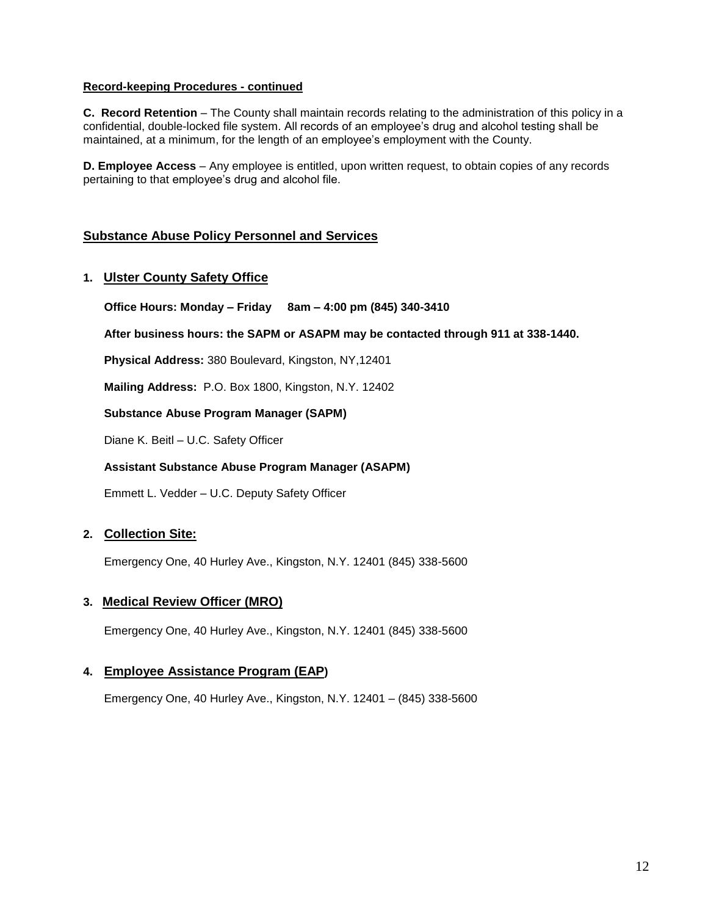**Record-keeping Procedures - continued**

**C. Record Retention** – The County shall maintain records relating to the administration of this policy in a confidential, double-locked file system. All records of an employee's drug and alcohol testing shall be maintained, at a minimum, for the length of an employee's employment with the County.

**D. Employee Access** – Any employee is entitled, upon written request, to obtain copies of any records pertaining to that employee's drug and alcohol file.

## Substance Abuse Policy Personnel and Services

### 1. Ulster County Safety Office

**Office Hours: Monday – Friday 8am – 4:00 pm (845) 340-3410**

**After business hours: the SAPM or ASAPM may be contacted through 911 at 338-1440.**

**Physical Address:** 380 Boulevard, Kingston, NY,12401

**Mailing Address:** P.O. Box 1800, Kingston, N.Y. 12402

**Substance Abuse Program Manager (SAPM)**

Diane K. Beitl – U.C. Safety Officer

**Assistant Substance Abuse Program Manager (ASAPM)**

Emmett L. Vedder – U.C. Deputy Safety Officer

### 2. Collection Site:

Emergency One, 40 Hurley Ave., Kingston, N.Y. 12401 (845) 338-5600

### 3. Medical Review Officer (MRO)

Emergency One, 40 Hurley Ave., Kingston, N.Y. 12401 (845) 338-5600

### 4. Employee Assistance Program (EAP)

Emergency One, 40 Hurley Ave., Kingston, N.Y. 12401 – (845) 338-5600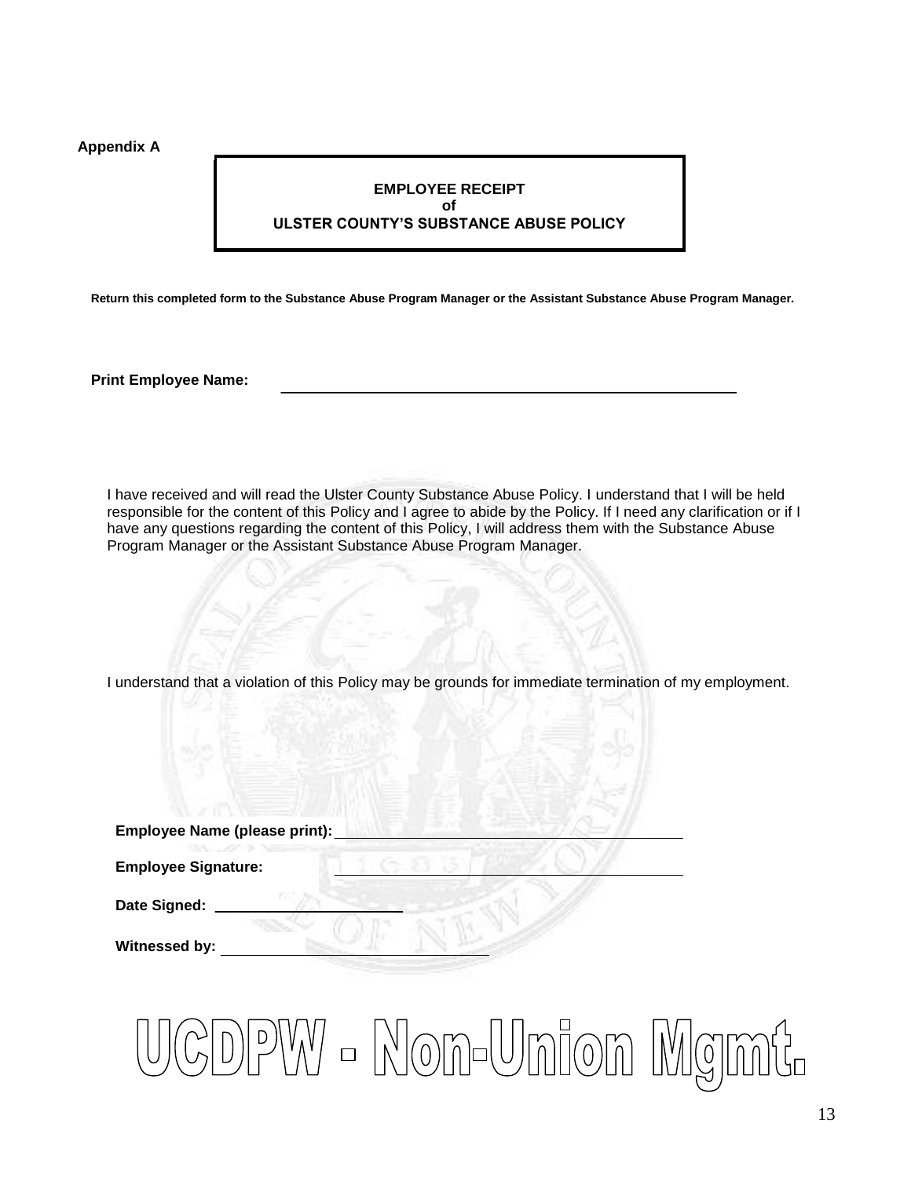**Appendix A**

**EMPLOYEE RECEIPT**
**of**
**ULSTER COUNTY'S SUBSTANCE ABUSE POLICY**

**Return this completed form to the Substance Abuse Program Manager or the Assistant Substance Abuse Program Manager.**

**Print Employee Name:** ______________________________

I have received and will read the Ulster County Substance Abuse Policy. I understand that I will be held responsible for the content of this Policy and I agree to abide by the Policy. If I need any clarification or if I have any questions regarding the content of this Policy, I will address them with the Substance Abuse Program Manager or the Assistant Substance Abuse Program Manager.

I understand that a violation of this Policy may be grounds for immediate termination of my employment.

**Employee Name (please print):** ______________________________

**Employee Signature:** ______________________________

**Date Signed:** ____________________

**Witnessed by:** ______________________________

UCDPW - Non-Union Mgmt.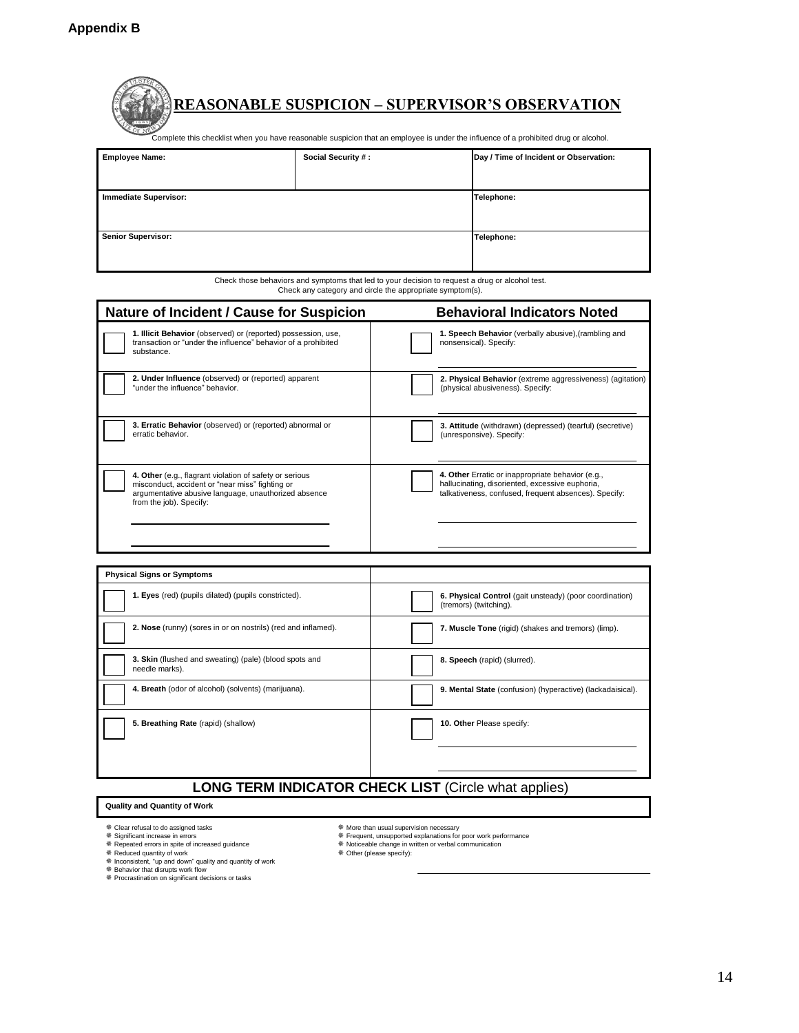**Appendix B**

# REASONABLE SUSPICION – SUPERVISOR'S OBSERVATION

Complete this checklist when you have reasonable suspicion that an employee is under the influence of a prohibited drug or alcohol.

| Employee Name: | Social Security # : | Day / Time of Incident or Observation: |
|---|---|---|
| Immediate Supervisor: | | Telephone: |
| Senior Supervisor: | | Telephone: |

Check those behaviors and symptoms that led to your decision to request a drug or alcohol test.
Check any category and circle the appropriate symptom(s).

| Nature of Incident / Cause for Suspicion | Behavioral Indicators Noted |
|---|---|
| ☐ **1. Illicit Behavior** (observed) or (reported) possession, use, transaction or "under the influence" behavior of a prohibited substance. | ☐ **1. Speech Behavior** (verbally abusive),(rambling and nonsensical). Specify: ______ |
| ☐ **2. Under Influence** (observed) or (reported) apparent "under the influence" behavior. | ☐ **2. Physical Behavior** (extreme aggressiveness) (agitation) (physical abusiveness). Specify: ______ |
| ☐ **3. Erratic Behavior** (observed) or (reported) abnormal or erratic behavior. | ☐ **3. Attitude** (withdrawn) (depressed) (tearful) (secretive) (unresponsive). Specify: ______ |
| ☐ **4. Other** (e.g., flagrant violation of safety or serious misconduct, accident or "near miss" fighting or argumentative abusive language, unauthorized absence from the job). Specify: ______ ______ | ☐ **4. Other** Erratic or inappropriate behavior (e.g., hallucinating, disoriented, excessive euphoria, talkativeness, confused, frequent absences). Specify: ______ ______ |

| Physical Signs or Symptoms | |
|---|---|
| ☐ **1. Eyes** (red) (pupils dilated) (pupils constricted). | ☐ **6. Physical Control** (gait unsteady) (poor coordination) (tremors) (twitching). |
| ☐ **2. Nose** (runny) (sores in or on nostrils) (red and inflamed). | ☐ **7. Muscle Tone** (rigid) (shakes and tremors) (limp). |
| ☐ **3. Skin** (flushed and sweating) (pale) (blood spots and needle marks). | ☐ **8. Speech** (rapid) (slurred). |
| ☐ **4. Breath** (odor of alcohol) (solvents) (marijuana). | ☐ **9. Mental State** (confusion) (hyperactive) (lackadaisical). |
| ☐ **5. Breathing Rate** (rapid) (shallow) | ☐ **10. Other** Please specify: ______ ______ |

## LONG TERM INDICATOR CHECK LIST (Circle what applies)

**Quality and Quantity of Work**

- Clear refusal to do assigned tasks
- Significant increase in errors
- Repeated errors in spite of increased guidance
- Reduced quantity of work
- Inconsistent, "up and down" quality and quantity of work
- Behavior that disrupts work flow
- Procrastination on significant decisions or tasks
- More than usual supervision necessary
- Frequent, unsupported explanations for poor work performance
- Noticeable change in written or verbal communication
- Other (please specify): ______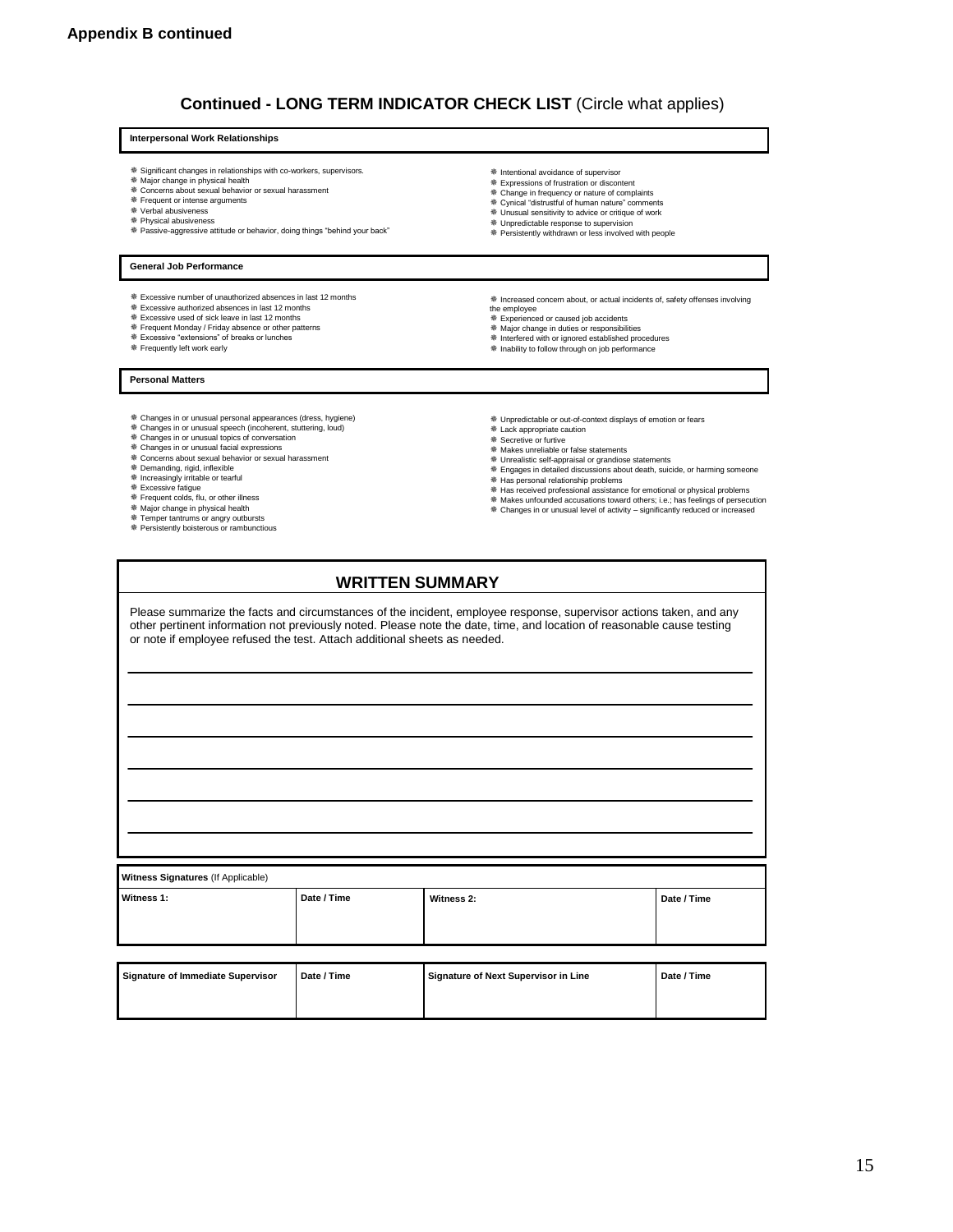**Appendix B continued**

## Continued - LONG TERM INDICATOR CHECK LIST (Circle what applies)

### Interpersonal Work Relationships

- Significant changes in relationships with co-workers, supervisors.
- Major change in physical health
- Concerns about sexual behavior or sexual harassment
- Frequent or intense arguments
- Verbal abusiveness
- Physical abusiveness
- Passive-aggressive attitude or behavior, doing things "behind your back"
- Intentional avoidance of supervisor
- Expressions of frustration or discontent
- Change in frequency or nature of complaints
- Cynical "distrustful of human nature" comments
- Unusual sensitivity to advice or critique of work
- Unpredictable response to supervision
- Persistently withdrawn or less involved with people

### General Job Performance

- Excessive number of unauthorized absences in last 12 months
- Excessive authorized absences in last 12 months
- Excessive used of sick leave in last 12 months
- Frequent Monday / Friday absence or other patterns
- Excessive "extensions" of breaks or lunches
- Frequently left work early
- Increased concern about, or actual incidents of, safety offenses involving the employee
- Experienced or caused job accidents
- Major change in duties or responsibilities
- Interfered with or ignored established procedures
- Inability to follow through on job performance

### Personal Matters

- Changes in or unusual personal appearances (dress, hygiene)
- Changes in or unusual speech (incoherent, stuttering, loud)
- Changes in or unusual topics of conversation
- Changes in or unusual facial expressions
- Concerns about sexual behavior or sexual harassment
- Demanding, rigid, inflexible
- Increasingly irritable or tearful
- Excessive fatigue
- Frequent colds, flu, or other illness
- Major change in physical health
- Temper tantrums or angry outbursts
- Persistently boisterous or rambunctious
- Unpredictable or out-of-context displays of emotion or fears
- Lack appropriate caution
- Secretive or furtive
- Makes unreliable or false statements
- Unrealistic self-appraisal or grandiose statements
- Engages in detailed discussions about death, suicide, or harming someone
- Has personal relationship problems
- Has received professional assistance for emotional or physical problems
- Makes unfounded accusations toward others; i.e.; has feelings of persecution
- Changes in or unusual level of activity – significantly reduced or increased

## WRITTEN SUMMARY

Please summarize the facts and circumstances of the incident, employee response, supervisor actions taken, and any other pertinent information not previously noted. Please note the date, time, and location of reasonable cause testing or note if employee refused the test. Attach additional sheets as needed.

\_\_\_\_\_\_\_\_\_\_\_\_\_\_\_\_\_\_\_\_\_\_\_\_\_\_\_\_\_\_\_\_\_\_\_\_\_\_\_\_\_\_\_\_\_\_\_\_\_\_\_\_\_\_\_\_\_\_\_\_

\_\_\_\_\_\_\_\_\_\_\_\_\_\_\_\_\_\_\_\_\_\_\_\_\_\_\_\_\_\_\_\_\_\_\_\_\_\_\_\_\_\_\_\_\_\_\_\_\_\_\_\_\_\_\_\_\_\_\_\_

\_\_\_\_\_\_\_\_\_\_\_\_\_\_\_\_\_\_\_\_\_\_\_\_\_\_\_\_\_\_\_\_\_\_\_\_\_\_\_\_\_\_\_\_\_\_\_\_\_\_\_\_\_\_\_\_\_\_\_\_

\_\_\_\_\_\_\_\_\_\_\_\_\_\_\_\_\_\_\_\_\_\_\_\_\_\_\_\_\_\_\_\_\_\_\_\_\_\_\_\_\_\_\_\_\_\_\_\_\_\_\_\_\_\_\_\_\_\_\_\_

\_\_\_\_\_\_\_\_\_\_\_\_\_\_\_\_\_\_\_\_\_\_\_\_\_\_\_\_\_\_\_\_\_\_\_\_\_\_\_\_\_\_\_\_\_\_\_\_\_\_\_\_\_\_\_\_\_\_\_\_

\_\_\_\_\_\_\_\_\_\_\_\_\_\_\_\_\_\_\_\_\_\_\_\_\_\_\_\_\_\_\_\_\_\_\_\_\_\_\_\_\_\_\_\_\_\_\_\_\_\_\_\_\_\_\_\_\_\_\_\_

**Witness Signatures** (If Applicable)

| Witness 1: | Date / Time | Witness 2: | Date / Time |
|---|---|---|---|
| | | | |

| Signature of Immediate Supervisor | Date / Time | Signature of Next Supervisor in Line | Date / Time |
|---|---|---|---|
| | | | |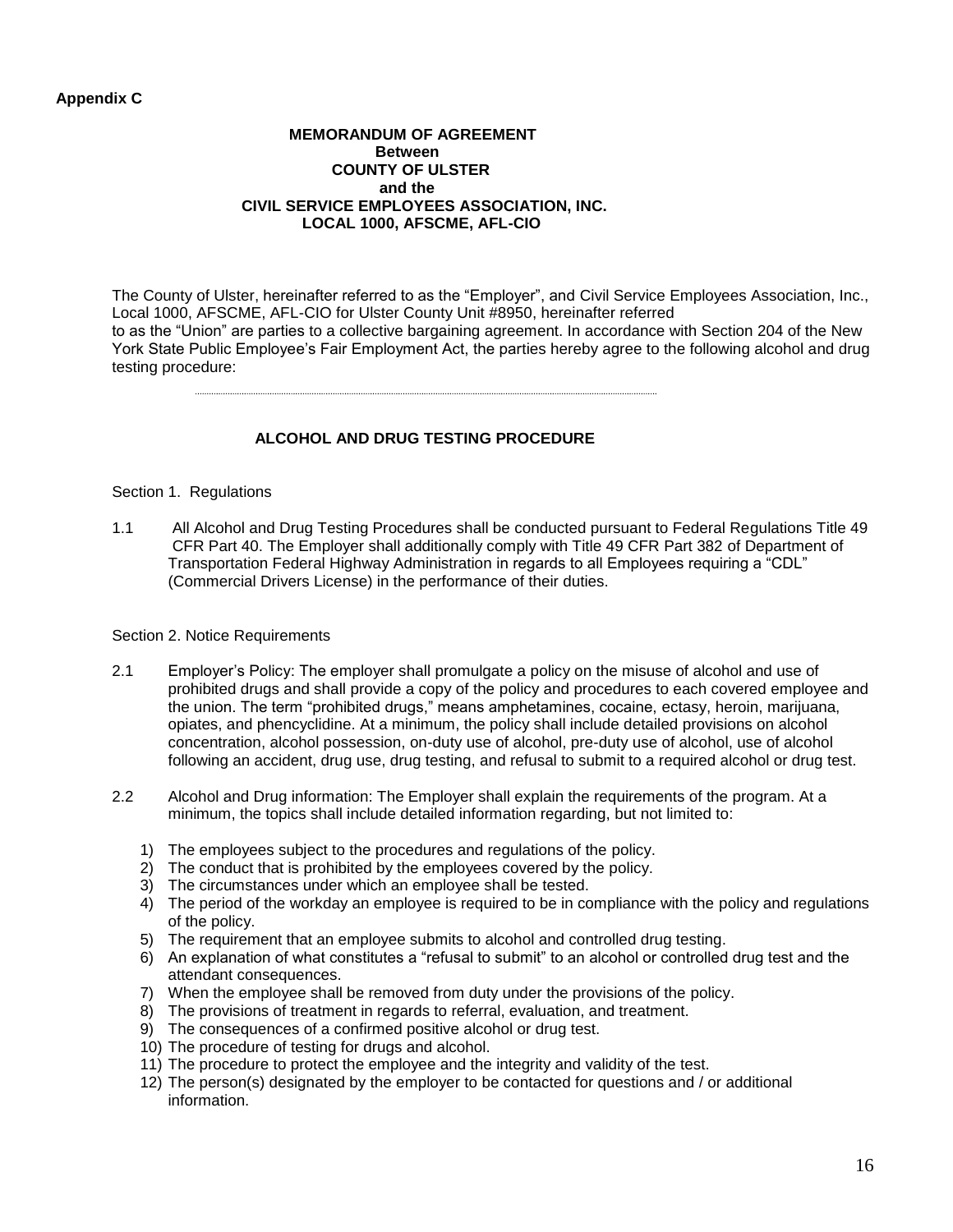**Appendix C**

**MEMORANDUM OF AGREEMENT**
**Between**
**COUNTY OF ULSTER**
**and the**
**CIVIL SERVICE EMPLOYEES ASSOCIATION, INC.**
**LOCAL 1000, AFSCME, AFL-CIO**

The County of Ulster, hereinafter referred to as the "Employer", and Civil Service Employees Association, Inc., Local 1000, AFSCME, AFL-CIO for Ulster County Unit #8950, hereinafter referred to as the "Union" are parties to a collective bargaining agreement. In accordance with Section 204 of the New York State Public Employee's Fair Employment Act, the parties hereby agree to the following alcohol and drug testing procedure:

---

## ALCOHOL AND DRUG TESTING PROCEDURE

Section 1. Regulations

1.1 All Alcohol and Drug Testing Procedures shall be conducted pursuant to Federal Regulations Title 49 CFR Part 40. The Employer shall additionally comply with Title 49 CFR Part 382 of Department of Transportation Federal Highway Administration in regards to all Employees requiring a "CDL" (Commercial Drivers License) in the performance of their duties.

Section 2. Notice Requirements

2.1 Employer's Policy: The employer shall promulgate a policy on the misuse of alcohol and use of prohibited drugs and shall provide a copy of the policy and procedures to each covered employee and the union. The term "prohibited drugs," means amphetamines, cocaine, ectasy, heroin, marijuana, opiates, and phencyclidine. At a minimum, the policy shall include detailed provisions on alcohol concentration, alcohol possession, on-duty use of alcohol, pre-duty use of alcohol, use of alcohol following an accident, drug use, drug testing, and refusal to submit to a required alcohol or drug test.

2.2 Alcohol and Drug information: The Employer shall explain the requirements of the program. At a minimum, the topics shall include detailed information regarding, but not limited to:

1) The employees subject to the procedures and regulations of the policy.
2) The conduct that is prohibited by the employees covered by the policy.
3) The circumstances under which an employee shall be tested.
4) The period of the workday an employee is required to be in compliance with the policy and regulations of the policy.
5) The requirement that an employee submits to alcohol and controlled drug testing.
6) An explanation of what constitutes a "refusal to submit" to an alcohol or controlled drug test and the attendant consequences.
7) When the employee shall be removed from duty under the provisions of the policy.
8) The provisions of treatment in regards to referral, evaluation, and treatment.
9) The consequences of a confirmed positive alcohol or drug test.
10) The procedure of testing for drugs and alcohol.
11) The procedure to protect the employee and the integrity and validity of the test.
12) The person(s) designated by the employer to be contacted for questions and / or additional information.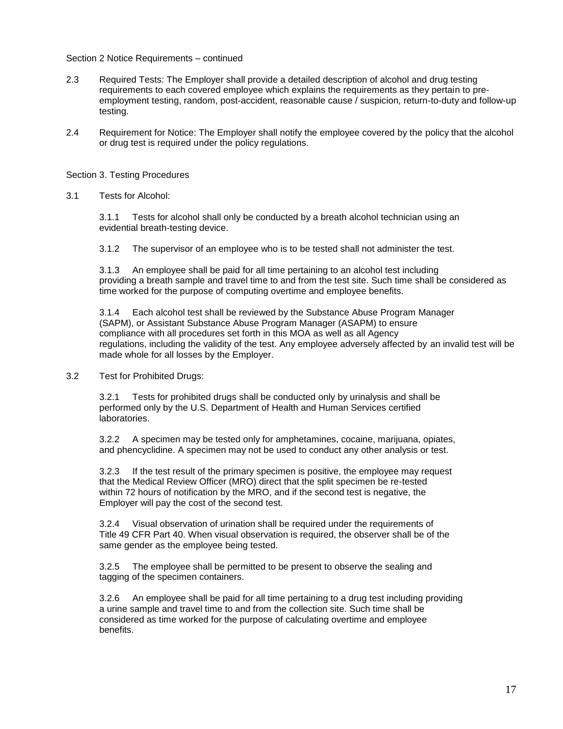Section 2 Notice Requirements – continued

2.3 Required Tests: The Employer shall provide a detailed description of alcohol and drug testing requirements to each covered employee which explains the requirements as they pertain to pre-employment testing, random, post-accident, reasonable cause / suspicion, return-to-duty and follow-up testing.

2.4 Requirement for Notice: The Employer shall notify the employee covered by the policy that the alcohol or drug test is required under the policy regulations.

Section 3. Testing Procedures

3.1 Tests for Alcohol:

3.1.1 Tests for alcohol shall only be conducted by a breath alcohol technician using an evidential breath-testing device.

3.1.2 The supervisor of an employee who is to be tested shall not administer the test.

3.1.3 An employee shall be paid for all time pertaining to an alcohol test including providing a breath sample and travel time to and from the test site. Such time shall be considered as time worked for the purpose of computing overtime and employee benefits.

3.1.4 Each alcohol test shall be reviewed by the Substance Abuse Program Manager (SAPM), or Assistant Substance Abuse Program Manager (ASAPM) to ensure compliance with all procedures set forth in this MOA as well as all Agency regulations, including the validity of the test. Any employee adversely affected by an invalid test will be made whole for all losses by the Employer.

3.2 Test for Prohibited Drugs:

3.2.1 Tests for prohibited drugs shall be conducted only by urinalysis and shall be performed only by the U.S. Department of Health and Human Services certified laboratories.

3.2.2 A specimen may be tested only for amphetamines, cocaine, marijuana, opiates, and phencyclidine. A specimen may not be used to conduct any other analysis or test.

3.2.3 If the test result of the primary specimen is positive, the employee may request that the Medical Review Officer (MRO) direct that the split specimen be re-tested within 72 hours of notification by the MRO, and if the second test is negative, the Employer will pay the cost of the second test.

3.2.4 Visual observation of urination shall be required under the requirements of Title 49 CFR Part 40. When visual observation is required, the observer shall be of the same gender as the employee being tested.

3.2.5 The employee shall be permitted to be present to observe the sealing and tagging of the specimen containers.

3.2.6 An employee shall be paid for all time pertaining to a drug test including providing a urine sample and travel time to and from the collection site. Such time shall be considered as time worked for the purpose of calculating overtime and employee benefits.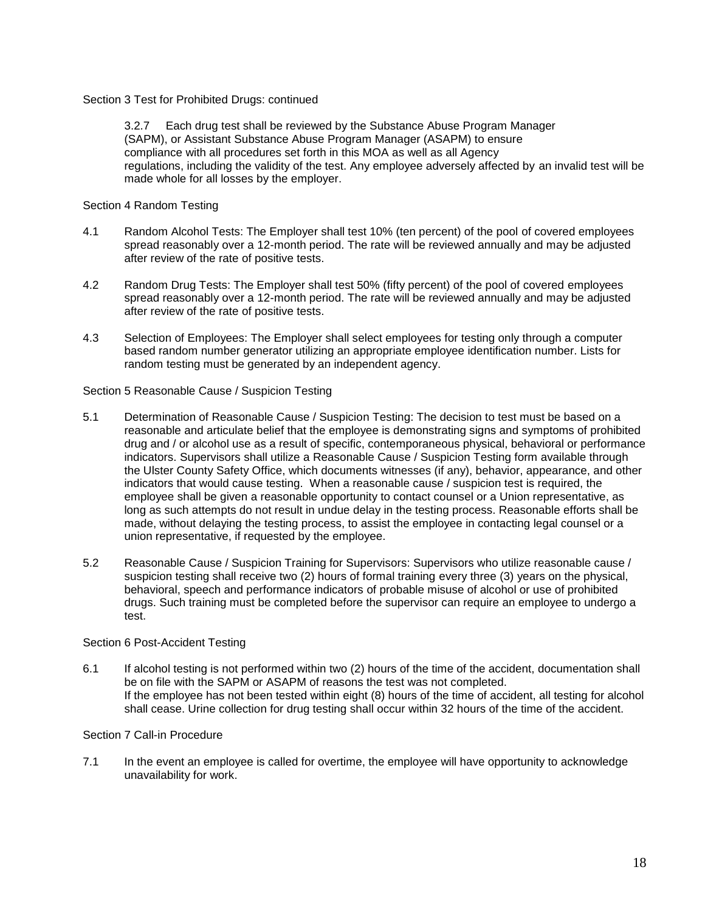Section 3 Test for Prohibited Drugs: continued

3.2.7 Each drug test shall be reviewed by the Substance Abuse Program Manager (SAPM), or Assistant Substance Abuse Program Manager (ASAPM) to ensure compliance with all procedures set forth in this MOA as well as all Agency regulations, including the validity of the test. Any employee adversely affected by an invalid test will be made whole for all losses by the employer.

Section 4 Random Testing

4.1 Random Alcohol Tests: The Employer shall test 10% (ten percent) of the pool of covered employees spread reasonably over a 12-month period. The rate will be reviewed annually and may be adjusted after review of the rate of positive tests.

4.2 Random Drug Tests: The Employer shall test 50% (fifty percent) of the pool of covered employees spread reasonably over a 12-month period. The rate will be reviewed annually and may be adjusted after review of the rate of positive tests.

4.3 Selection of Employees: The Employer shall select employees for testing only through a computer based random number generator utilizing an appropriate employee identification number. Lists for random testing must be generated by an independent agency.

Section 5 Reasonable Cause / Suspicion Testing

5.1 Determination of Reasonable Cause / Suspicion Testing: The decision to test must be based on a reasonable and articulate belief that the employee is demonstrating signs and symptoms of prohibited drug and / or alcohol use as a result of specific, contemporaneous physical, behavioral or performance indicators. Supervisors shall utilize a Reasonable Cause / Suspicion Testing form available through the Ulster County Safety Office, which documents witnesses (if any), behavior, appearance, and other indicators that would cause testing. When a reasonable cause / suspicion test is required, the employee shall be given a reasonable opportunity to contact counsel or a Union representative, as long as such attempts do not result in undue delay in the testing process. Reasonable efforts shall be made, without delaying the testing process, to assist the employee in contacting legal counsel or a union representative, if requested by the employee.

5.2 Reasonable Cause / Suspicion Training for Supervisors: Supervisors who utilize reasonable cause / suspicion testing shall receive two (2) hours of formal training every three (3) years on the physical, behavioral, speech and performance indicators of probable misuse of alcohol or use of prohibited drugs. Such training must be completed before the supervisor can require an employee to undergo a test.

Section 6 Post-Accident Testing

6.1 If alcohol testing is not performed within two (2) hours of the time of the accident, documentation shall be on file with the SAPM or ASAPM of reasons the test was not completed.
If the employee has not been tested within eight (8) hours of the time of accident, all testing for alcohol shall cease. Urine collection for drug testing shall occur within 32 hours of the time of the accident.

Section 7 Call-in Procedure

7.1 In the event an employee is called for overtime, the employee will have opportunity to acknowledge unavailability for work.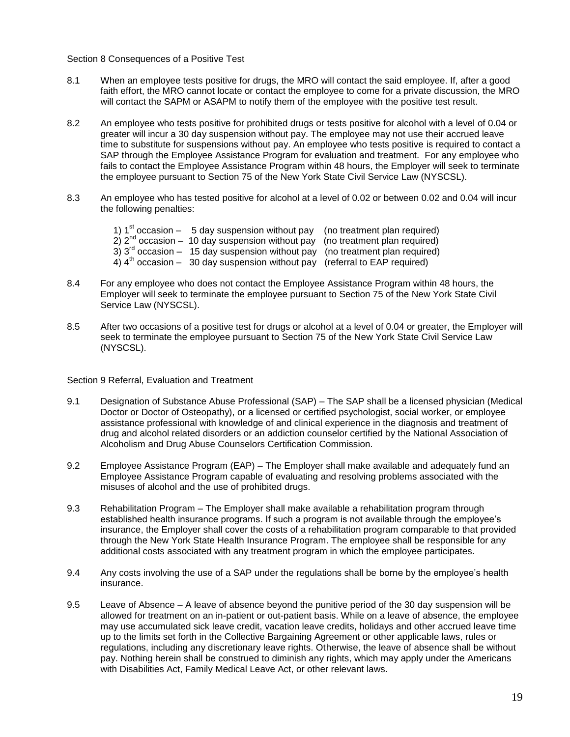Section 8 Consequences of a Positive Test

8.1 When an employee tests positive for drugs, the MRO will contact the said employee. If, after a good faith effort, the MRO cannot locate or contact the employee to come for a private discussion, the MRO will contact the SAPM or ASAPM to notify them of the employee with the positive test result.

8.2 An employee who tests positive for prohibited drugs or tests positive for alcohol with a level of 0.04 or greater will incur a 30 day suspension without pay. The employee may not use their accrued leave time to substitute for suspensions without pay. An employee who tests positive is required to contact a SAP through the Employee Assistance Program for evaluation and treatment. For any employee who fails to contact the Employee Assistance Program within 48 hours, the Employer will seek to terminate the employee pursuant to Section 75 of the New York State Civil Service Law (NYSCSL).

8.3 An employee who has tested positive for alcohol at a level of 0.02 or between 0.02 and 0.04 will incur the following penalties:

1) 1st occasion – 5 day suspension without pay (no treatment plan required)
2) 2nd occasion – 10 day suspension without pay (no treatment plan required)
3) 3rd occasion – 15 day suspension without pay (no treatment plan required)
4) 4th occasion – 30 day suspension without pay (referral to EAP required)

8.4 For any employee who does not contact the Employee Assistance Program within 48 hours, the Employer will seek to terminate the employee pursuant to Section 75 of the New York State Civil Service Law (NYSCSL).

8.5 After two occasions of a positive test for drugs or alcohol at a level of 0.04 or greater, the Employer will seek to terminate the employee pursuant to Section 75 of the New York State Civil Service Law (NYSCSL).

Section 9 Referral, Evaluation and Treatment

9.1 Designation of Substance Abuse Professional (SAP) – The SAP shall be a licensed physician (Medical Doctor or Doctor of Osteopathy), or a licensed or certified psychologist, social worker, or employee assistance professional with knowledge of and clinical experience in the diagnosis and treatment of drug and alcohol related disorders or an addiction counselor certified by the National Association of Alcoholism and Drug Abuse Counselors Certification Commission.

9.2 Employee Assistance Program (EAP) – The Employer shall make available and adequately fund an Employee Assistance Program capable of evaluating and resolving problems associated with the misuses of alcohol and the use of prohibited drugs.

9.3 Rehabilitation Program – The Employer shall make available a rehabilitation program through established health insurance programs. If such a program is not available through the employee's insurance, the Employer shall cover the costs of a rehabilitation program comparable to that provided through the New York State Health Insurance Program. The employee shall be responsible for any additional costs associated with any treatment program in which the employee participates.

9.4 Any costs involving the use of a SAP under the regulations shall be borne by the employee's health insurance.

9.5 Leave of Absence – A leave of absence beyond the punitive period of the 30 day suspension will be allowed for treatment on an in-patient or out-patient basis. While on a leave of absence, the employee may use accumulated sick leave credit, vacation leave credits, holidays and other accrued leave time up to the limits set forth in the Collective Bargaining Agreement or other applicable laws, rules or regulations, including any discretionary leave rights. Otherwise, the leave of absence shall be without pay. Nothing herein shall be construed to diminish any rights, which may apply under the Americans with Disabilities Act, Family Medical Leave Act, or other relevant laws.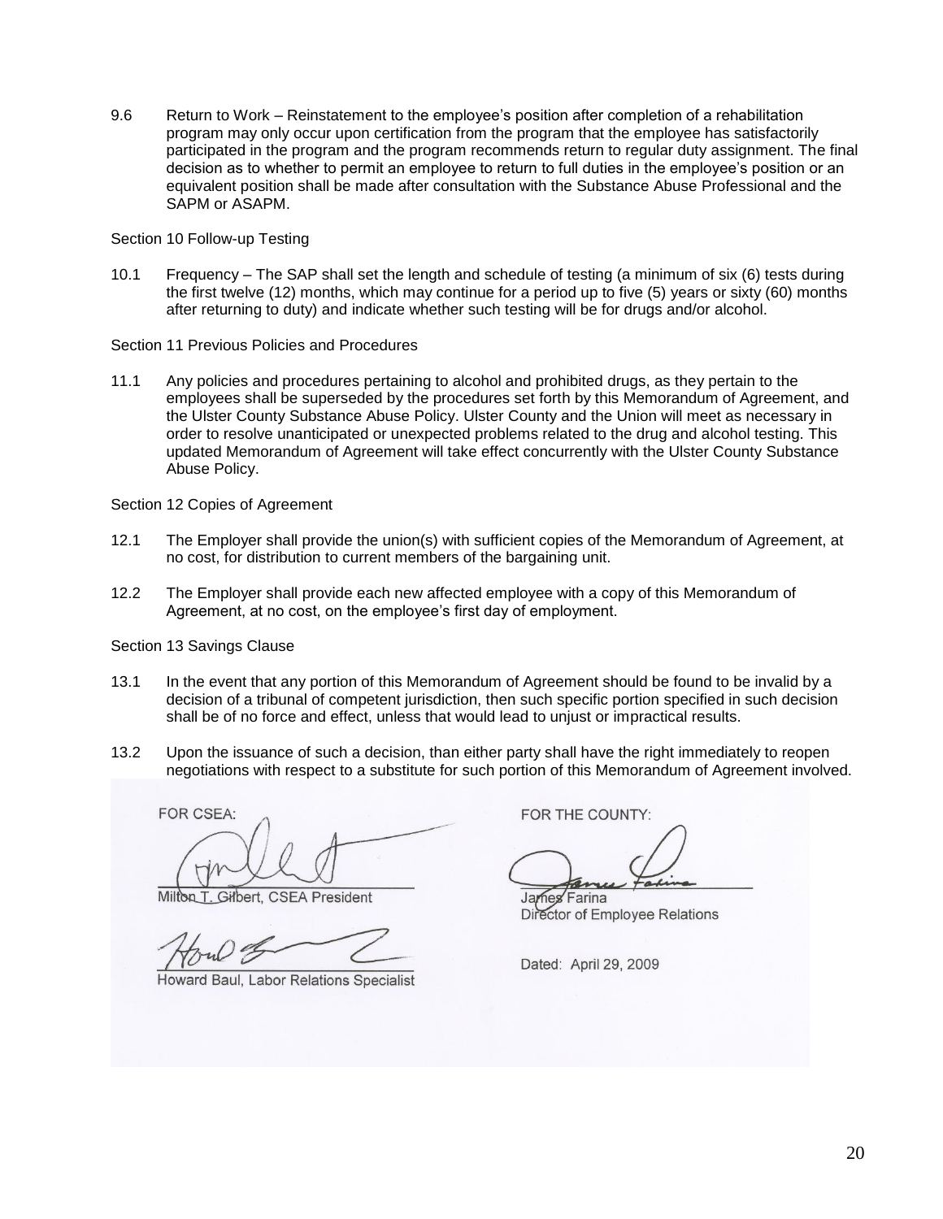9.6 Return to Work – Reinstatement to the employee's position after completion of a rehabilitation program may only occur upon certification from the program that the employee has satisfactorily participated in the program and the program recommends return to regular duty assignment. The final decision as to whether to permit an employee to return to full duties in the employee's position or an equivalent position shall be made after consultation with the Substance Abuse Professional and the SAPM or ASAPM.

Section 10 Follow-up Testing

10.1 Frequency – The SAP shall set the length and schedule of testing (a minimum of six (6) tests during the first twelve (12) months, which may continue for a period up to five (5) years or sixty (60) months after returning to duty) and indicate whether such testing will be for drugs and/or alcohol.

Section 11 Previous Policies and Procedures

11.1 Any policies and procedures pertaining to alcohol and prohibited drugs, as they pertain to the employees shall be superseded by the procedures set forth by this Memorandum of Agreement, and the Ulster County Substance Abuse Policy. Ulster County and the Union will meet as necessary in order to resolve unanticipated or unexpected problems related to the drug and alcohol testing. This updated Memorandum of Agreement will take effect concurrently with the Ulster County Substance Abuse Policy.

Section 12 Copies of Agreement

12.1 The Employer shall provide the union(s) with sufficient copies of the Memorandum of Agreement, at no cost, for distribution to current members of the bargaining unit.

12.2 The Employer shall provide each new affected employee with a copy of this Memorandum of Agreement, at no cost, on the employee's first day of employment.

Section 13 Savings Clause

13.1 In the event that any portion of this Memorandum of Agreement should be found to be invalid by a decision of a tribunal of competent jurisdiction, then such specific portion specified in such decision shall be of no force and effect, unless that would lead to unjust or impractical results.

13.2 Upon the issuance of such a decision, than either party shall have the right immediately to reopen negotiations with respect to a substitute for such portion of this Memorandum of Agreement involved.

FOR CSEA:

Milton T. Gilbert, CSEA President

Howard Baul, Labor Relations Specialist

FOR THE COUNTY:

James Farina
Director of Employee Relations

Dated: April 29, 2009